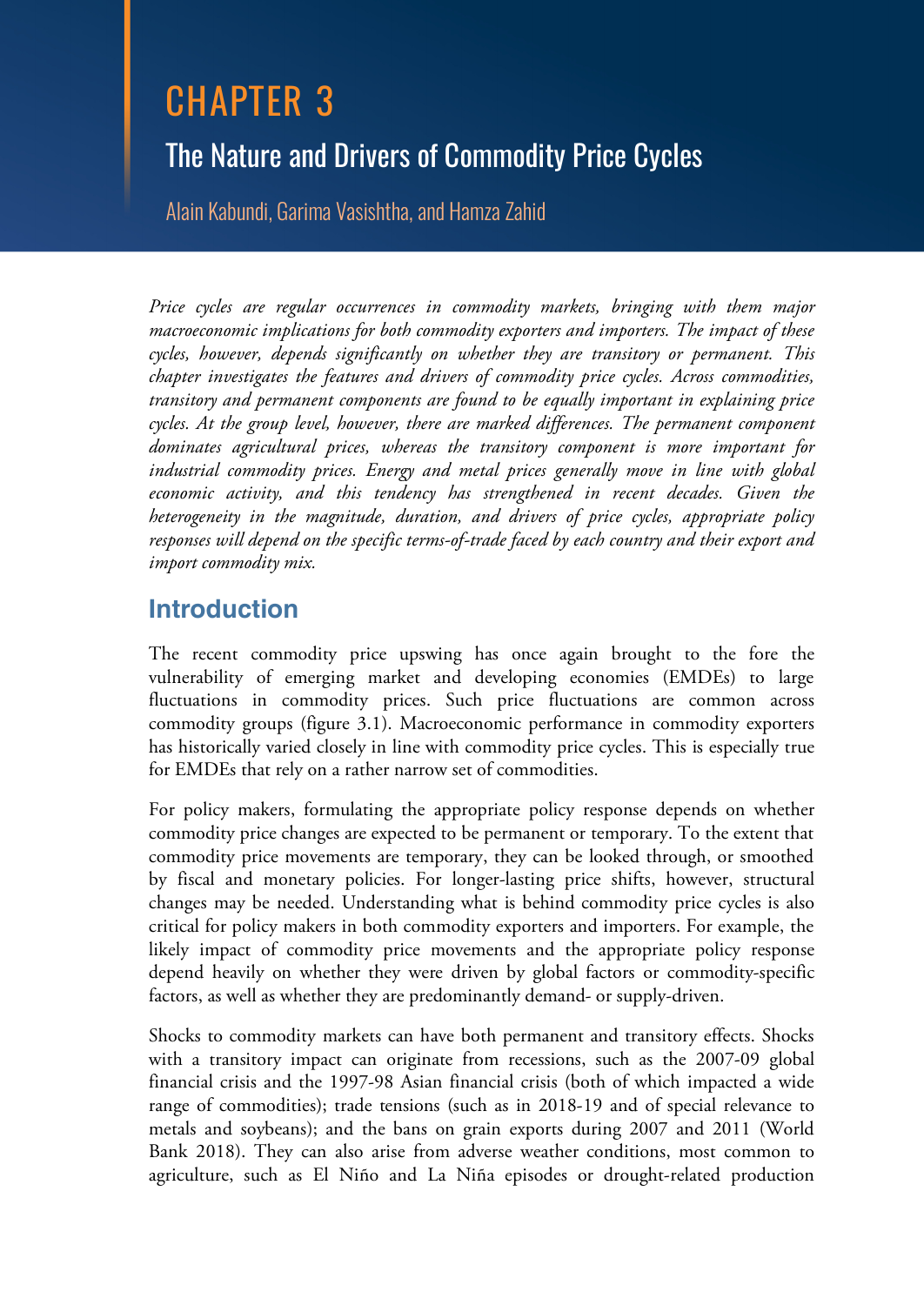# CHAPTER 3

## The Nature and Drivers of Commodity Price Cycles

Alain Kabundi, Garima Vasishtha, and Hamza Zahid

*Price cycles are regular occurrences in commodity markets, bringing with them major macroeconomic implications for both commodity exporters and importers. The impact of these cycles, however, depends significantly on whether they are transitory or permanent. This chapter investigates the features and drivers of commodity price cycles. Across commodities, transitory and permanent components are found to be equally important in explaining price cycles. At the group level, however, there are marked differences. The permanent component dominates agricultural prices, whereas the transitory component is more important for industrial commodity prices. Energy and metal prices generally move in line with global economic activity, and this tendency has strengthened in recent decades. Given the heterogeneity in the magnitude, duration, and drivers of price cycles, appropriate policy responses will depend on the specific terms-of-trade faced by each country and their export and import commodity mix.*

## Introduction

The recent commodity price upswing has once again brought to the fore the vulnerability of emerging market and developing economies (EMDEs) to large fluctuations in commodity prices. Such price fluctuations are common across commodity groups (figure 3.1). Macroeconomic performance in commodity exporters has historically varied closely in line with commodity price cycles. This is especially true for EMDEs that rely on a rather narrow set of commodities.

For policy makers, formulating the appropriate policy response depends on whether commodity price changes are expected to be permanent or temporary. To the extent that commodity price movements are temporary, they can be looked through, or smoothed by fiscal and monetary policies. For longer-lasting price shifts, however, structural changes may be needed. Understanding what is behind commodity price cycles is also critical for policy makers in both commodity exporters and importers. For example, the likely impact of commodity price movements and the appropriate policy response depend heavily on whether they were driven by global factors or commodity-specific factors, as well as whether they are predominantly demand- or supply-driven.

Shocks to commodity markets can have both permanent and transitory effects. Shocks with a transitory impact can originate from recessions, such as the 2007-09 global financial crisis and the 1997-98 Asian financial crisis (both of which impacted a wide range of commodities); trade tensions (such as in 2018-19 and of special relevance to metals and soybeans); and the bans on grain exports during 2007 and 2011 (World Bank 2018). They can also arise from adverse weather conditions, most common to agriculture, such as El Niño and La Niña episodes or drought-related production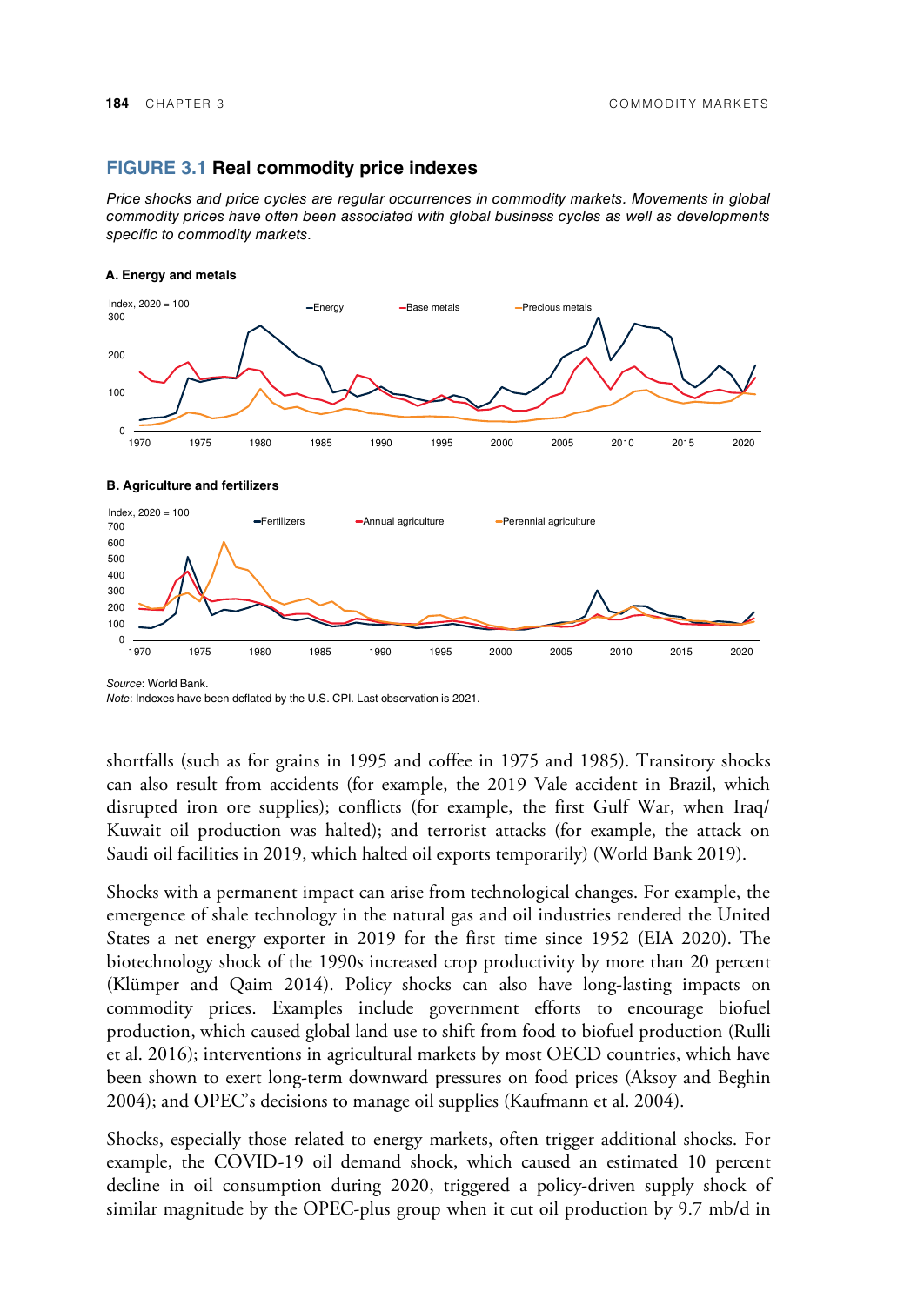## FIGURE 3.1 Real commodity price indexes

*Price shocks and price cycles are regular occurrences in commodity markets. Movements in global commodity prices have often been associated with global business cycles as well as developments specific to commodity markets.*

**A. Energy and metals**

**B. Agriculture and fertilizers**

*Source*: World Bank.
*Note*: Indexes have been deflated by the U.S. CPI. Last observation is 2021.

shortfalls (such as for grains in 1995 and coffee in 1975 and 1985). Transitory shocks can also result from accidents (for example, the 2019 Vale accident in Brazil, which disrupted iron ore supplies); conflicts (for example, the first Gulf War, when Iraq/Kuwait oil production was halted); and terrorist attacks (for example, the attack on Saudi oil facilities in 2019, which halted oil exports temporarily) (World Bank 2019).

Shocks with a permanent impact can arise from technological changes. For example, the emergence of shale technology in the natural gas and oil industries rendered the United States a net energy exporter in 2019 for the first time since 1952 (EIA 2020). The biotechnology shock of the 1990s increased crop productivity by more than 20 percent (Klümper and Qaim 2014). Policy shocks can also have long-lasting impacts on commodity prices. Examples include government efforts to encourage biofuel production, which caused global land use to shift from food to biofuel production (Rulli et al. 2016); interventions in agricultural markets by most OECD countries, which have been shown to exert long-term downward pressures on food prices (Aksoy and Beghin 2004); and OPEC's decisions to manage oil supplies (Kaufmann et al. 2004).

Shocks, especially those related to energy markets, often trigger additional shocks. For example, the COVID-19 oil demand shock, which caused an estimated 10 percent decline in oil consumption during 2020, triggered a policy-driven supply shock of similar magnitude by the OPEC-plus group when it cut oil production by 9.7 mb/d in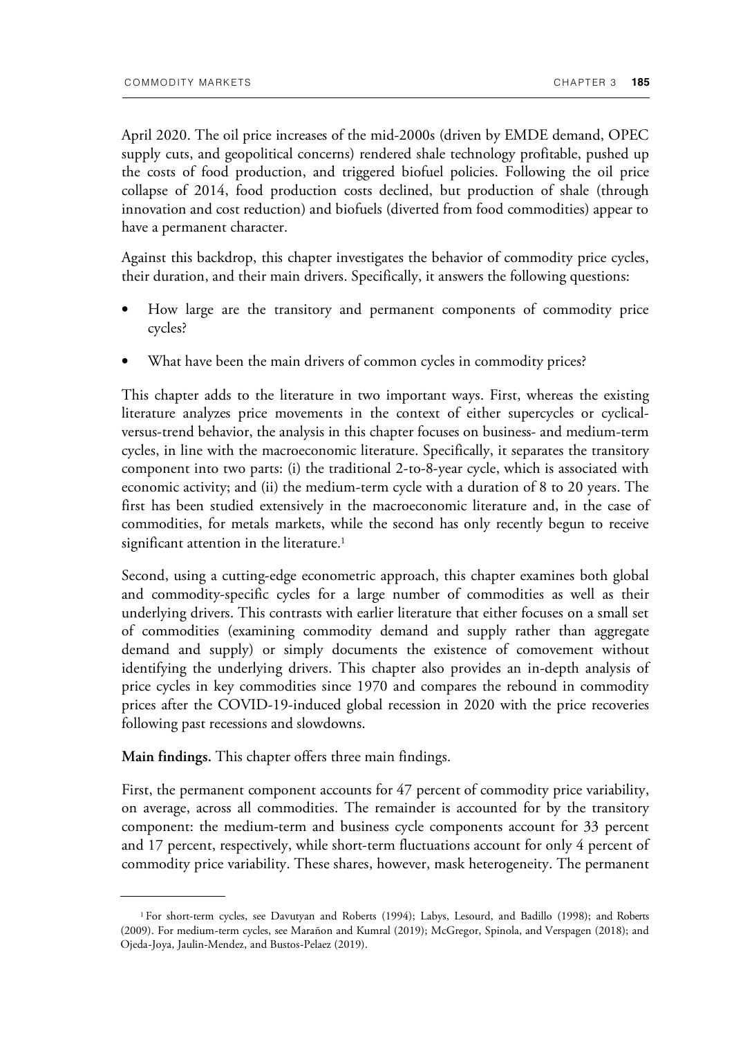April 2020. The oil price increases of the mid-2000s (driven by EMDE demand, OPEC supply cuts, and geopolitical concerns) rendered shale technology profitable, pushed up the costs of food production, and triggered biofuel policies. Following the oil price collapse of 2014, food production costs declined, but production of shale (through innovation and cost reduction) and biofuels (diverted from food commodities) appear to have a permanent character.

Against this backdrop, this chapter investigates the behavior of commodity price cycles, their duration, and their main drivers. Specifically, it answers the following questions:

- How large are the transitory and permanent components of commodity price cycles?
- What have been the main drivers of common cycles in commodity prices?

This chapter adds to the literature in two important ways. First, whereas the existing literature analyzes price movements in the context of either supercycles or cyclical-versus-trend behavior, the analysis in this chapter focuses on business- and medium-term cycles, in line with the macroeconomic literature. Specifically, it separates the transitory component into two parts: (i) the traditional 2-to-8-year cycle, which is associated with economic activity; and (ii) the medium-term cycle with a duration of 8 to 20 years. The first has been studied extensively in the macroeconomic literature and, in the case of commodities, for metals markets, while the second has only recently begun to receive significant attention in the literature.[1]

Second, using a cutting-edge econometric approach, this chapter examines both global and commodity-specific cycles for a large number of commodities as well as their underlying drivers. This contrasts with earlier literature that either focuses on a small set of commodities (examining commodity demand and supply rather than aggregate demand and supply) or simply documents the existence of comovement without identifying the underlying drivers. This chapter also provides an in-depth analysis of price cycles in key commodities since 1970 and compares the rebound in commodity prices after the COVID-19-induced global recession in 2020 with the price recoveries following past recessions and slowdowns.

**Main findings.** This chapter offers three main findings.

First, the permanent component accounts for 47 percent of commodity price variability, on average, across all commodities. The remainder is accounted for by the transitory component: the medium-term and business cycle components account for 33 percent and 17 percent, respectively, while short-term fluctuations account for only 4 percent of commodity price variability. These shares, however, mask heterogeneity. The permanent

---

[1] For short-term cycles, see Davutyan and Roberts (1994); Labys, Lesourd, and Badillo (1998); and Roberts (2009). For medium-term cycles, see Marañon and Kumral (2019); McGregor, Spinola, and Verspagen (2018); and Ojeda-Joya, Jaulin-Mendez, and Bustos-Pelaez (2019).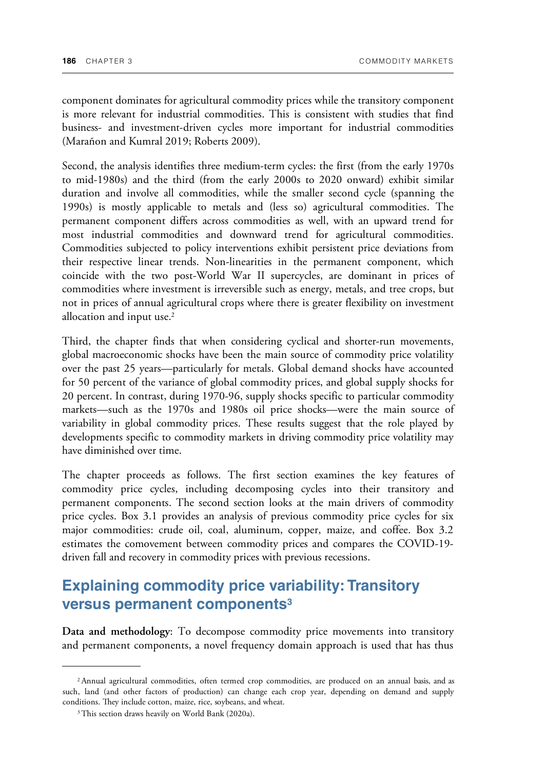component dominates for agricultural commodity prices while the transitory component is more relevant for industrial commodities. This is consistent with studies that find business- and investment-driven cycles more important for industrial commodities (Marañon and Kumral 2019; Roberts 2009).

Second, the analysis identifies three medium-term cycles: the first (from the early 1970s to mid-1980s) and the third (from the early 2000s to 2020 onward) exhibit similar duration and involve all commodities, while the smaller second cycle (spanning the 1990s) is mostly applicable to metals and (less so) agricultural commodities. The permanent component differs across commodities as well, with an upward trend for most industrial commodities and downward trend for agricultural commodities. Commodities subjected to policy interventions exhibit persistent price deviations from their respective linear trends. Non-linearities in the permanent component, which coincide with the two post-World War II supercycles, are dominant in prices of commodities where investment is irreversible such as energy, metals, and tree crops, but not in prices of annual agricultural crops where there is greater flexibility on investment allocation and input use.[2]

Third, the chapter finds that when considering cyclical and shorter-run movements, global macroeconomic shocks have been the main source of commodity price volatility over the past 25 years—particularly for metals. Global demand shocks have accounted for 50 percent of the variance of global commodity prices, and global supply shocks for 20 percent. In contrast, during 1970-96, supply shocks specific to particular commodity markets—such as the 1970s and 1980s oil price shocks—were the main source of variability in global commodity prices. These results suggest that the role played by developments specific to commodity markets in driving commodity price volatility may have diminished over time.

The chapter proceeds as follows. The first section examines the key features of commodity price cycles, including decomposing cycles into their transitory and permanent components. The second section looks at the main drivers of commodity price cycles. Box 3.1 provides an analysis of previous commodity price cycles for six major commodities: crude oil, coal, aluminum, copper, maize, and coffee. Box 3.2 estimates the comovement between commodity prices and compares the COVID-19-driven fall and recovery in commodity prices with previous recessions.

## Explaining commodity price variability: Transitory versus permanent components[3]

**Data and methodology**: To decompose commodity price movements into transitory and permanent components, a novel frequency domain approach is used that has thus

---

[2] Annual agricultural commodities, often termed crop commodities, are produced on an annual basis, and as such, land (and other factors of production) can change each crop year, depending on demand and supply conditions. They include cotton, maize, rice, soybeans, and wheat.

[3] This section draws heavily on World Bank (2020a).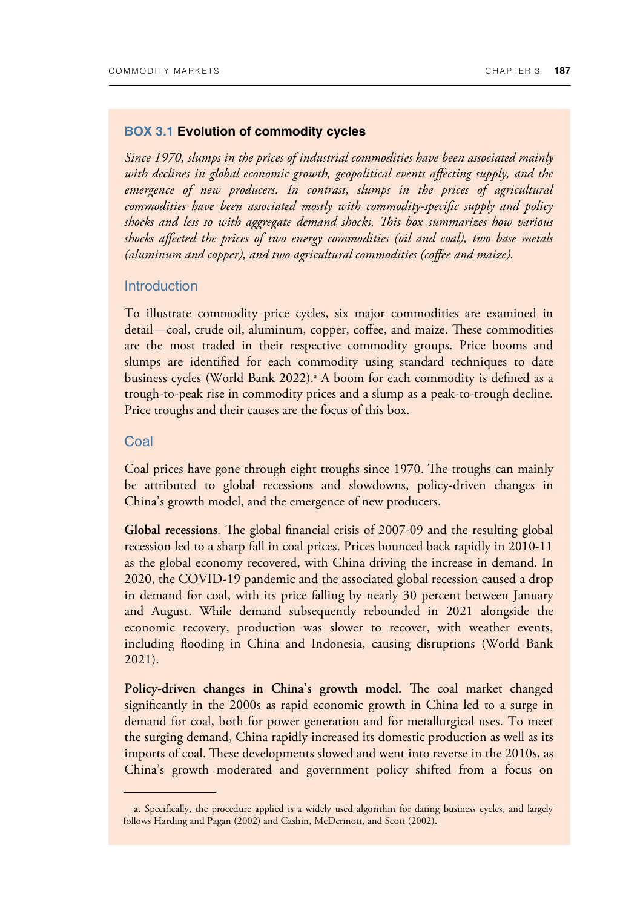## BOX 3.1 Evolution of commodity cycles

*Since 1970, slumps in the prices of industrial commodities have been associated mainly with declines in global economic growth, geopolitical events affecting supply, and the emergence of new producers. In contrast, slumps in the prices of agricultural commodities have been associated mostly with commodity-specific supply and policy shocks and less so with aggregate demand shocks. This box summarizes how various shocks affected the prices of two energy commodities (oil and coal), two base metals (aluminum and copper), and two agricultural commodities (coffee and maize).*

### Introduction

To illustrate commodity price cycles, six major commodities are examined in detail—coal, crude oil, aluminum, copper, coffee, and maize. These commodities are the most traded in their respective commodity groups. Price booms and slumps are identified for each commodity using standard techniques to date business cycles (World Bank 2022).[a] A boom for each commodity is defined as a trough-to-peak rise in commodity prices and a slump as a peak-to-trough decline. Price troughs and their causes are the focus of this box.

### Coal

Coal prices have gone through eight troughs since 1970. The troughs can mainly be attributed to global recessions and slowdowns, policy-driven changes in China's growth model, and the emergence of new producers.

**Global recessions**. The global financial crisis of 2007-09 and the resulting global recession led to a sharp fall in coal prices. Prices bounced back rapidly in 2010-11 as the global economy recovered, with China driving the increase in demand. In 2020, the COVID-19 pandemic and the associated global recession caused a drop in demand for coal, with its price falling by nearly 30 percent between January and August. While demand subsequently rebounded in 2021 alongside the economic recovery, production was slower to recover, with weather events, including flooding in China and Indonesia, causing disruptions (World Bank 2021).

**Policy-driven changes in China's growth model.** The coal market changed significantly in the 2000s as rapid economic growth in China led to a surge in demand for coal, both for power generation and for metallurgical uses. To meet the surging demand, China rapidly increased its domestic production as well as its imports of coal. These developments slowed and went into reverse in the 2010s, as China's growth moderated and government policy shifted from a focus on

---

a. Specifically, the procedure applied is a widely used algorithm for dating business cycles, and largely follows Harding and Pagan (2002) and Cashin, McDermott, and Scott (2002).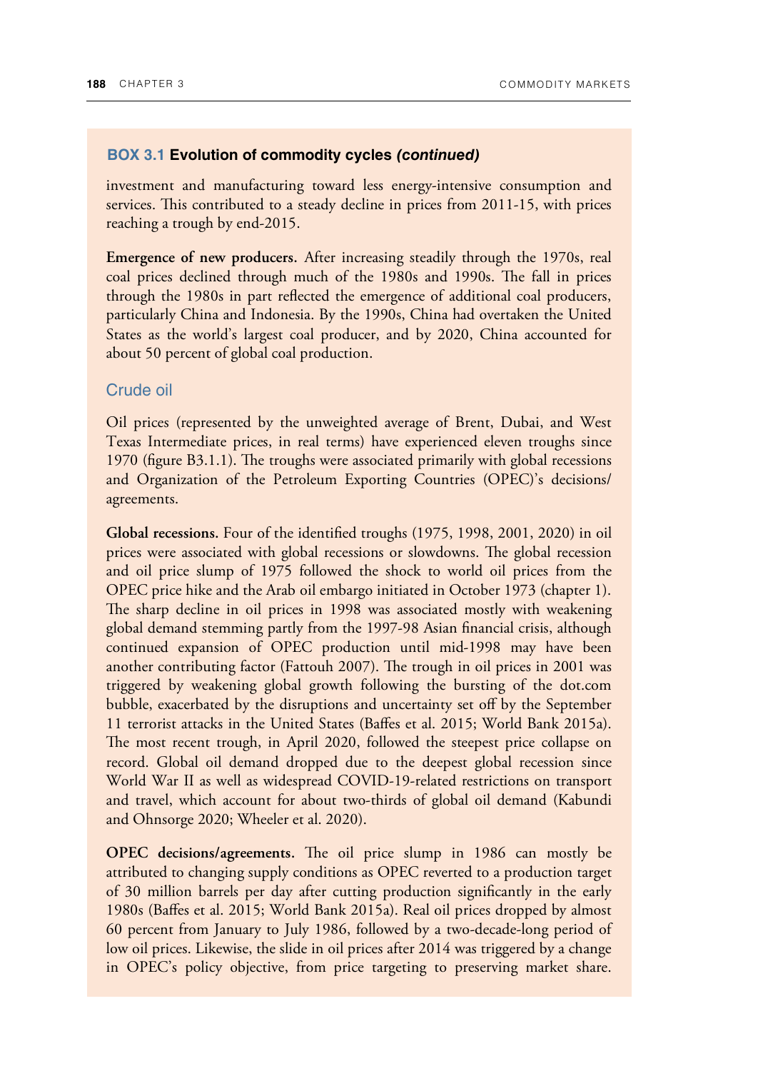**BOX 3.1 Evolution of commodity cycles *(continued)***

investment and manufacturing toward less energy-intensive consumption and services. This contributed to a steady decline in prices from 2011-15, with prices reaching a trough by end-2015.

**Emergence of new producers.** After increasing steadily through the 1970s, real coal prices declined through much of the 1980s and 1990s. The fall in prices through the 1980s in part reflected the emergence of additional coal producers, particularly China and Indonesia. By the 1990s, China had overtaken the United States as the world's largest coal producer, and by 2020, China accounted for about 50 percent of global coal production.

### Crude oil

Oil prices (represented by the unweighted average of Brent, Dubai, and West Texas Intermediate prices, in real terms) have experienced eleven troughs since 1970 (figure B3.1.1). The troughs were associated primarily with global recessions and Organization of the Petroleum Exporting Countries (OPEC)'s decisions/agreements.

**Global recessions.** Four of the identified troughs (1975, 1998, 2001, 2020) in oil prices were associated with global recessions or slowdowns. The global recession and oil price slump of 1975 followed the shock to world oil prices from the OPEC price hike and the Arab oil embargo initiated in October 1973 (chapter 1). The sharp decline in oil prices in 1998 was associated mostly with weakening global demand stemming partly from the 1997-98 Asian financial crisis, although continued expansion of OPEC production until mid-1998 may have been another contributing factor (Fattouh 2007). The trough in oil prices in 2001 was triggered by weakening global growth following the bursting of the dot.com bubble, exacerbated by the disruptions and uncertainty set off by the September 11 terrorist attacks in the United States (Baffes et al. 2015; World Bank 2015a). The most recent trough, in April 2020, followed the steepest price collapse on record. Global oil demand dropped due to the deepest global recession since World War II as well as widespread COVID-19-related restrictions on transport and travel, which account for about two-thirds of global oil demand (Kabundi and Ohnsorge 2020; Wheeler et al. 2020).

**OPEC decisions/agreements.** The oil price slump in 1986 can mostly be attributed to changing supply conditions as OPEC reverted to a production target of 30 million barrels per day after cutting production significantly in the early 1980s (Baffes et al. 2015; World Bank 2015a). Real oil prices dropped by almost 60 percent from January to July 1986, followed by a two-decade-long period of low oil prices. Likewise, the slide in oil prices after 2014 was triggered by a change in OPEC's policy objective, from price targeting to preserving market share.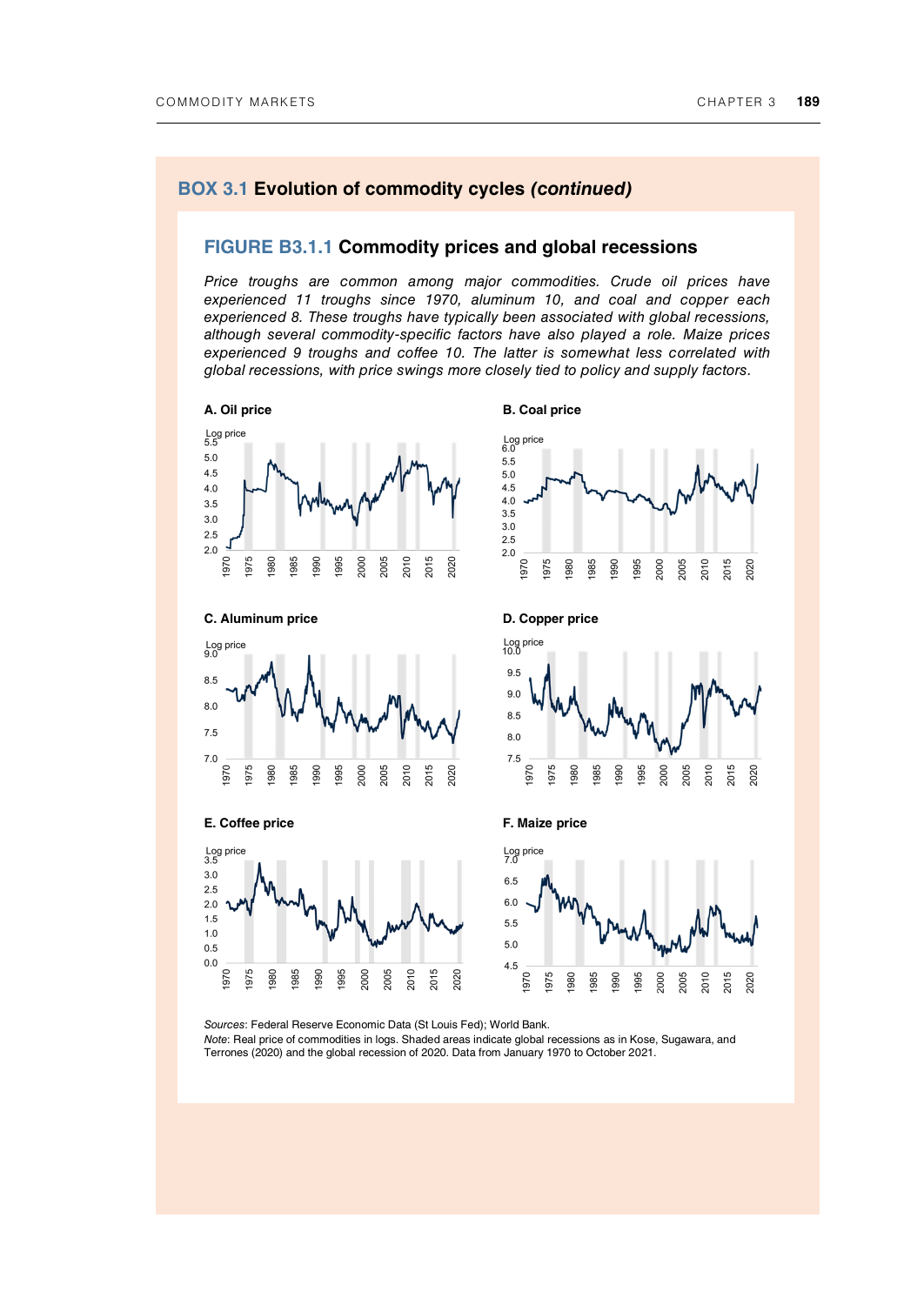## BOX 3.1 Evolution of commodity cycles *(continued)*

### FIGURE B3.1.1 Commodity prices and global recessions

*Price troughs are common among major commodities. Crude oil prices have experienced 11 troughs since 1970, aluminum 10, and coal and copper each experienced 8. These troughs have typically been associated with global recessions, although several commodity-specific factors have also played a role. Maize prices experienced 9 troughs and coffee 10. The latter is somewhat less correlated with global recessions, with price swings more closely tied to policy and supply factors.*

**A. Oil price**

**B. Coal price**

**C. Aluminum price**

**D. Copper price**

**E. Coffee price**

**F. Maize price**

*Sources*: Federal Reserve Economic Data (St Louis Fed); World Bank.

*Note*: Real price of commodities in logs. Shaded areas indicate global recessions as in Kose, Sugawara, and Terrones (2020) and the global recession of 2020. Data from January 1970 to October 2021.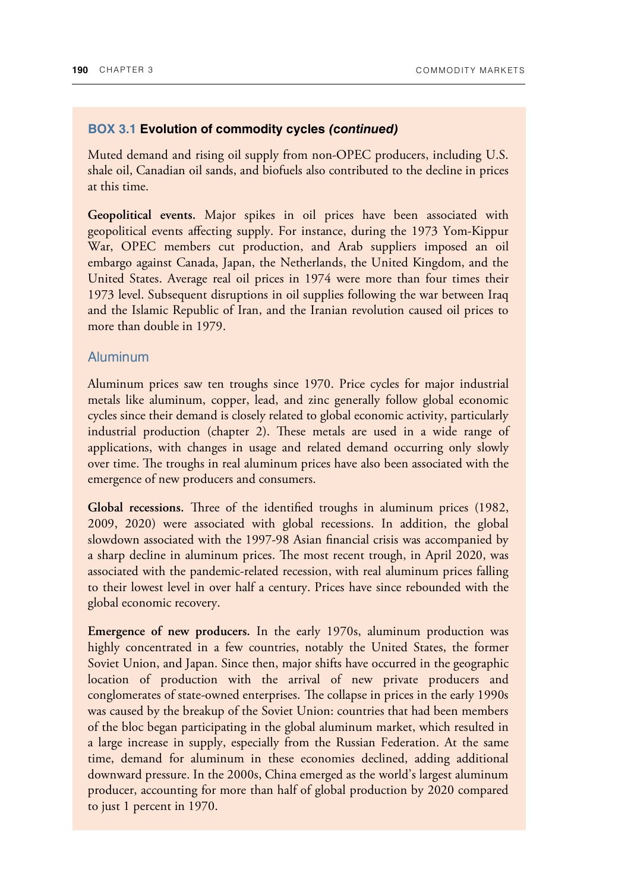### BOX 3.1 Evolution of commodity cycles *(continued)*

Muted demand and rising oil supply from non-OPEC producers, including U.S. shale oil, Canadian oil sands, and biofuels also contributed to the decline in prices at this time.

**Geopolitical events.** Major spikes in oil prices have been associated with geopolitical events affecting supply. For instance, during the 1973 Yom-Kippur War, OPEC members cut production, and Arab suppliers imposed an oil embargo against Canada, Japan, the Netherlands, the United Kingdom, and the United States. Average real oil prices in 1974 were more than four times their 1973 level. Subsequent disruptions in oil supplies following the war between Iraq and the Islamic Republic of Iran, and the Iranian revolution caused oil prices to more than double in 1979.

#### Aluminum

Aluminum prices saw ten troughs since 1970. Price cycles for major industrial metals like aluminum, copper, lead, and zinc generally follow global economic cycles since their demand is closely related to global economic activity, particularly industrial production (chapter 2). These metals are used in a wide range of applications, with changes in usage and related demand occurring only slowly over time. The troughs in real aluminum prices have also been associated with the emergence of new producers and consumers.

**Global recessions.** Three of the identified troughs in aluminum prices (1982, 2009, 2020) were associated with global recessions. In addition, the global slowdown associated with the 1997-98 Asian financial crisis was accompanied by a sharp decline in aluminum prices. The most recent trough, in April 2020, was associated with the pandemic-related recession, with real aluminum prices falling to their lowest level in over half a century. Prices have since rebounded with the global economic recovery.

**Emergence of new producers.** In the early 1970s, aluminum production was highly concentrated in a few countries, notably the United States, the former Soviet Union, and Japan. Since then, major shifts have occurred in the geographic location of production with the arrival of new private producers and conglomerates of state-owned enterprises. The collapse in prices in the early 1990s was caused by the breakup of the Soviet Union: countries that had been members of the bloc began participating in the global aluminum market, which resulted in a large increase in supply, especially from the Russian Federation. At the same time, demand for aluminum in these economies declined, adding additional downward pressure. In the 2000s, China emerged as the world's largest aluminum producer, accounting for more than half of global production by 2020 compared to just 1 percent in 1970.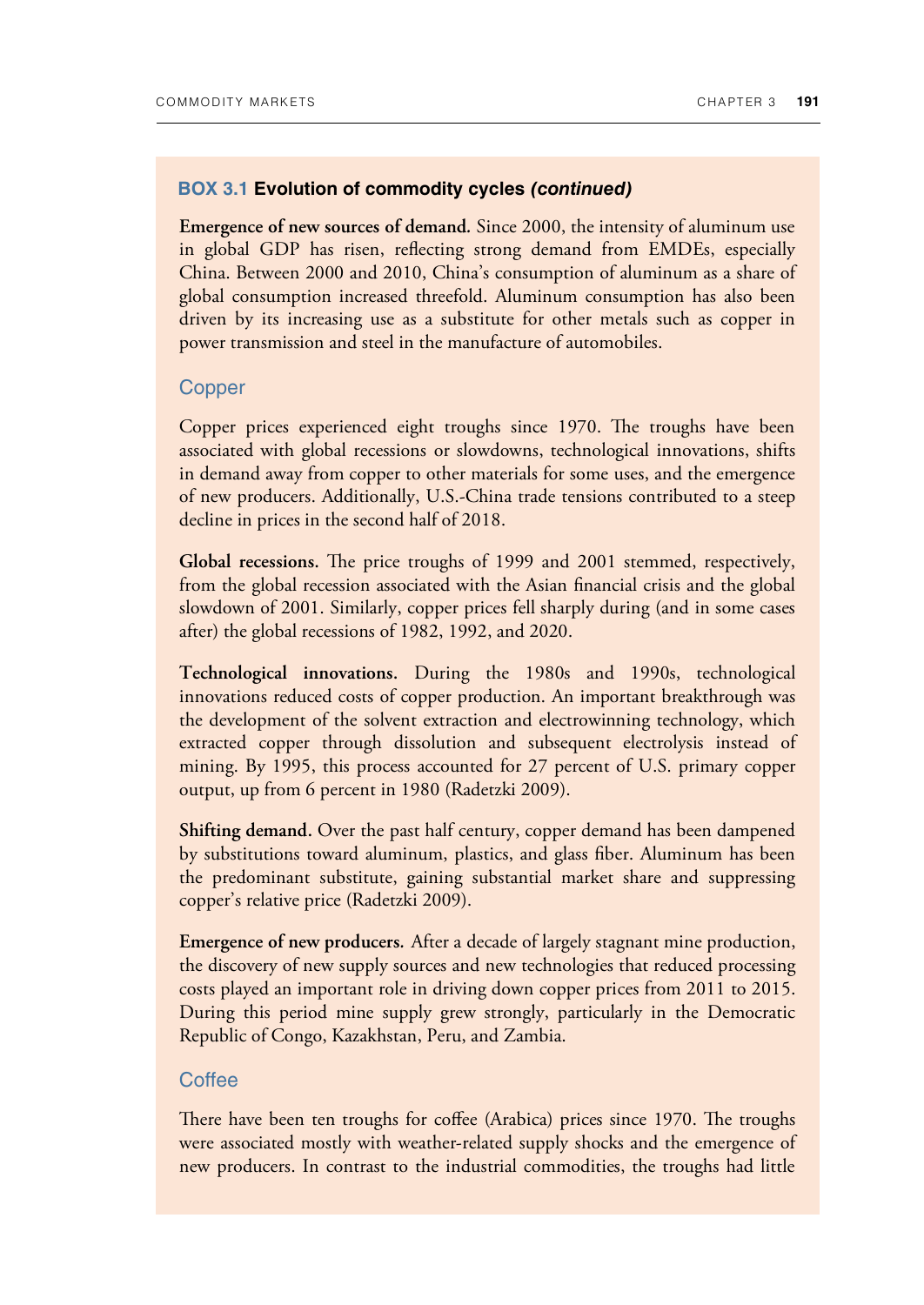**BOX 3.1 Evolution of commodity cycles *(continued)***

**Emergence of new sources of demand.** Since 2000, the intensity of aluminum use in global GDP has risen, reflecting strong demand from EMDEs, especially China. Between 2000 and 2010, China's consumption of aluminum as a share of global consumption increased threefold. Aluminum consumption has also been driven by its increasing use as a substitute for other metals such as copper in power transmission and steel in the manufacture of automobiles.

## Copper

Copper prices experienced eight troughs since 1970. The troughs have been associated with global recessions or slowdowns, technological innovations, shifts in demand away from copper to other materials for some uses, and the emergence of new producers. Additionally, U.S.-China trade tensions contributed to a steep decline in prices in the second half of 2018.

**Global recessions.** The price troughs of 1999 and 2001 stemmed, respectively, from the global recession associated with the Asian financial crisis and the global slowdown of 2001. Similarly, copper prices fell sharply during (and in some cases after) the global recessions of 1982, 1992, and 2020.

**Technological innovations.** During the 1980s and 1990s, technological innovations reduced costs of copper production. An important breakthrough was the development of the solvent extraction and electrowinning technology, which extracted copper through dissolution and subsequent electrolysis instead of mining. By 1995, this process accounted for 27 percent of U.S. primary copper output, up from 6 percent in 1980 (Radetzki 2009).

**Shifting demand.** Over the past half century, copper demand has been dampened by substitutions toward aluminum, plastics, and glass fiber. Aluminum has been the predominant substitute, gaining substantial market share and suppressing copper's relative price (Radetzki 2009).

**Emergence of new producers.** After a decade of largely stagnant mine production, the discovery of new supply sources and new technologies that reduced processing costs played an important role in driving down copper prices from 2011 to 2015. During this period mine supply grew strongly, particularly in the Democratic Republic of Congo, Kazakhstan, Peru, and Zambia.

## Coffee

There have been ten troughs for coffee (Arabica) prices since 1970. The troughs were associated mostly with weather-related supply shocks and the emergence of new producers. In contrast to the industrial commodities, the troughs had little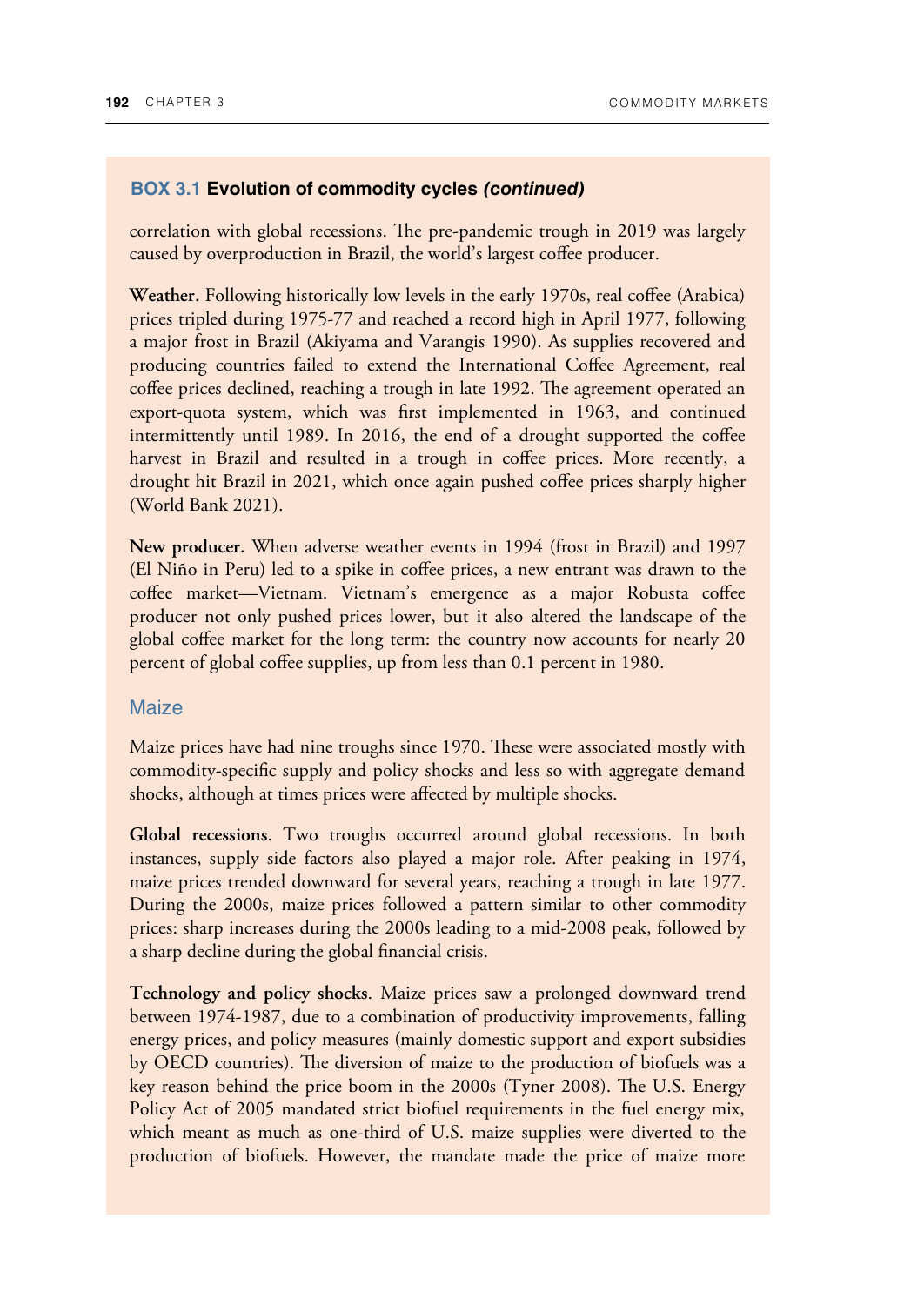**BOX 3.1 Evolution of commodity cycles *(continued)***

correlation with global recessions. The pre-pandemic trough in 2019 was largely caused by overproduction in Brazil, the world's largest coffee producer.

**Weather.** Following historically low levels in the early 1970s, real coffee (Arabica) prices tripled during 1975-77 and reached a record high in April 1977, following a major frost in Brazil (Akiyama and Varangis 1990). As supplies recovered and producing countries failed to extend the International Coffee Agreement, real coffee prices declined, reaching a trough in late 1992. The agreement operated an export-quota system, which was first implemented in 1963, and continued intermittently until 1989. In 2016, the end of a drought supported the coffee harvest in Brazil and resulted in a trough in coffee prices. More recently, a drought hit Brazil in 2021, which once again pushed coffee prices sharply higher (World Bank 2021).

**New producer.** When adverse weather events in 1994 (frost in Brazil) and 1997 (El Niño in Peru) led to a spike in coffee prices, a new entrant was drawn to the coffee market—Vietnam. Vietnam's emergence as a major Robusta coffee producer not only pushed prices lower, but it also altered the landscape of the global coffee market for the long term: the country now accounts for nearly 20 percent of global coffee supplies, up from less than 0.1 percent in 1980.

### Maize

Maize prices have had nine troughs since 1970. These were associated mostly with commodity-specific supply and policy shocks and less so with aggregate demand shocks, although at times prices were affected by multiple shocks.

**Global recessions**. Two troughs occurred around global recessions. In both instances, supply side factors also played a major role. After peaking in 1974, maize prices trended downward for several years, reaching a trough in late 1977. During the 2000s, maize prices followed a pattern similar to other commodity prices: sharp increases during the 2000s leading to a mid-2008 peak, followed by a sharp decline during the global financial crisis.

**Technology and policy shocks**. Maize prices saw a prolonged downward trend between 1974-1987, due to a combination of productivity improvements, falling energy prices, and policy measures (mainly domestic support and export subsidies by OECD countries). The diversion of maize to the production of biofuels was a key reason behind the price boom in the 2000s (Tyner 2008). The U.S. Energy Policy Act of 2005 mandated strict biofuel requirements in the fuel energy mix, which meant as much as one-third of U.S. maize supplies were diverted to the production of biofuels. However, the mandate made the price of maize more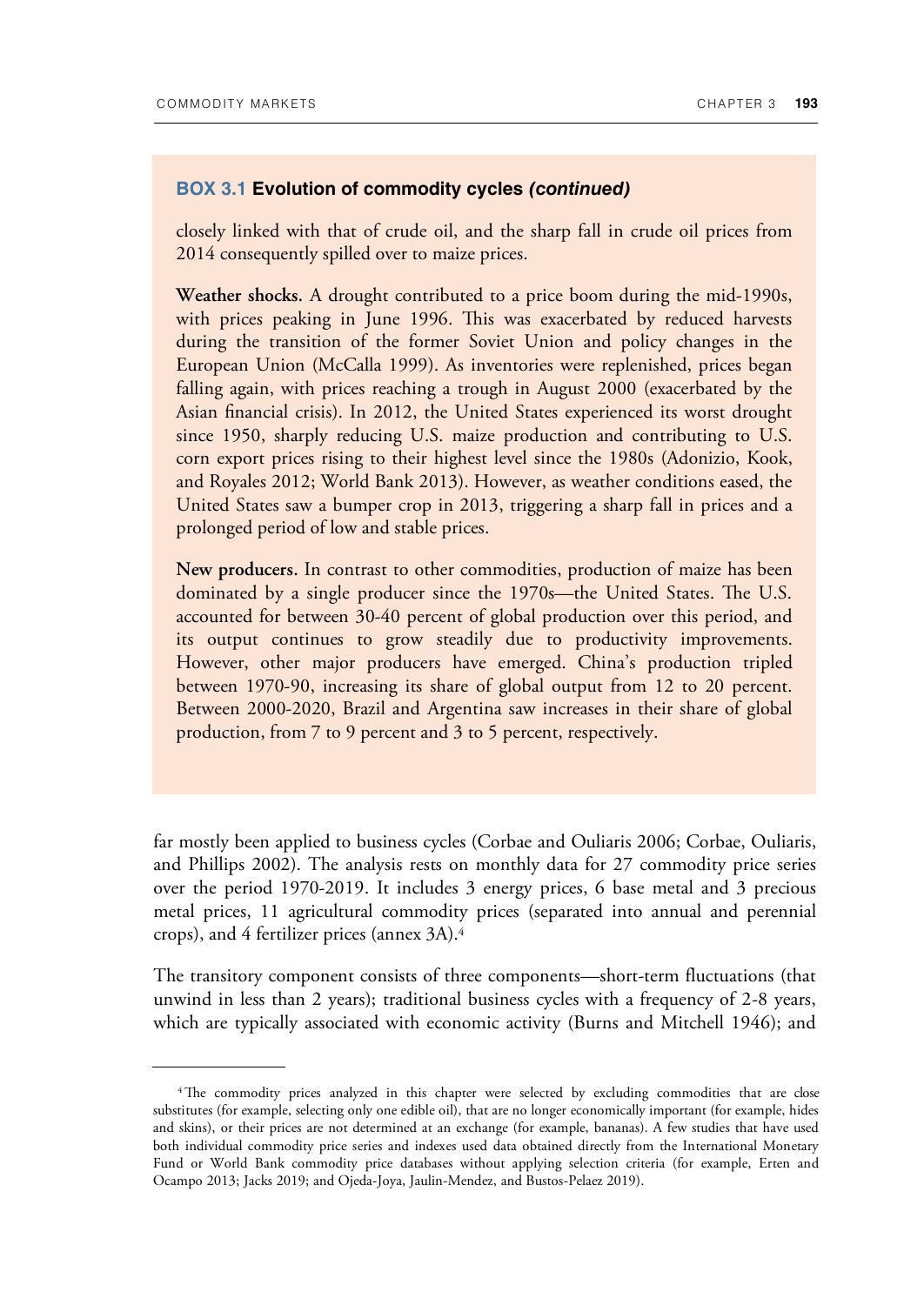**BOX 3.1 Evolution of commodity cycles *(continued)***

closely linked with that of crude oil, and the sharp fall in crude oil prices from 2014 consequently spilled over to maize prices.

**Weather shocks.** A drought contributed to a price boom during the mid-1990s, with prices peaking in June 1996. This was exacerbated by reduced harvests during the transition of the former Soviet Union and policy changes in the European Union (McCalla 1999). As inventories were replenished, prices began falling again, with prices reaching a trough in August 2000 (exacerbated by the Asian financial crisis). In 2012, the United States experienced its worst drought since 1950, sharply reducing U.S. maize production and contributing to U.S. corn export prices rising to their highest level since the 1980s (Adonizio, Kook, and Royales 2012; World Bank 2013). However, as weather conditions eased, the United States saw a bumper crop in 2013, triggering a sharp fall in prices and a prolonged period of low and stable prices.

**New producers.** In contrast to other commodities, production of maize has been dominated by a single producer since the 1970s—the United States. The U.S. accounted for between 30-40 percent of global production over this period, and its output continues to grow steadily due to productivity improvements. However, other major producers have emerged. China's production tripled between 1970-90, increasing its share of global output from 12 to 20 percent. Between 2000-2020, Brazil and Argentina saw increases in their share of global production, from 7 to 9 percent and 3 to 5 percent, respectively.

far mostly been applied to business cycles (Corbae and Ouliaris 2006; Corbae, Ouliaris, and Phillips 2002). The analysis rests on monthly data for 27 commodity price series over the period 1970-2019. It includes 3 energy prices, 6 base metal and 3 precious metal prices, 11 agricultural commodity prices (separated into annual and perennial crops), and 4 fertilizer prices (annex 3A).[4]

The transitory component consists of three components—short-term fluctuations (that unwind in less than 2 years); traditional business cycles with a frequency of 2-8 years, which are typically associated with economic activity (Burns and Mitchell 1946); and

[4] The commodity prices analyzed in this chapter were selected by excluding commodities that are close substitutes (for example, selecting only one edible oil), that are no longer economically important (for example, hides and skins), or their prices are not determined at an exchange (for example, bananas). A few studies that have used both individual commodity price series and indexes used data obtained directly from the International Monetary Fund or World Bank commodity price databases without applying selection criteria (for example, Erten and Ocampo 2013; Jacks 2019; and Ojeda-Joya, Jaulin-Mendez, and Bustos-Pelaez 2019).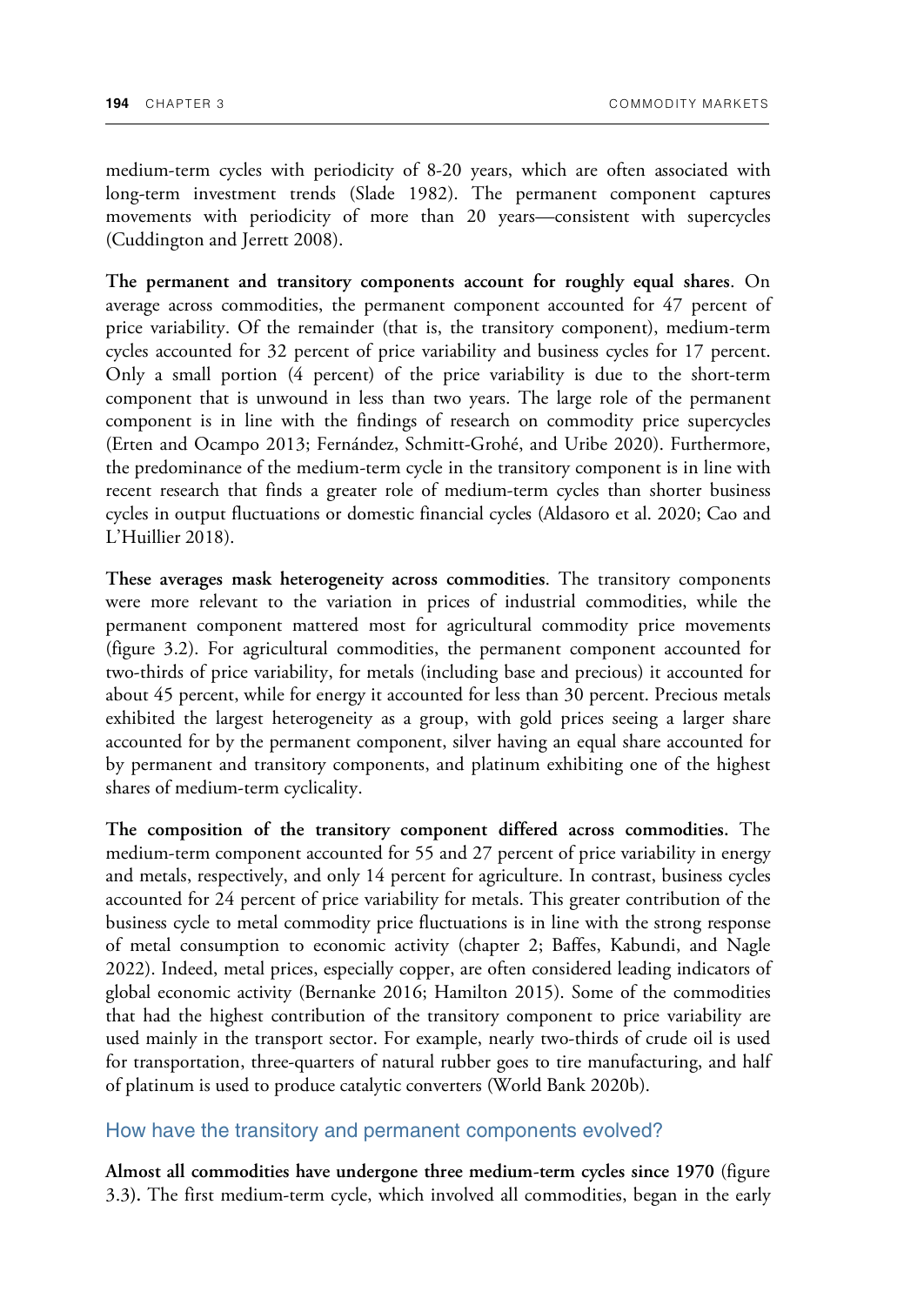medium-term cycles with periodicity of 8-20 years, which are often associated with long-term investment trends (Slade 1982). The permanent component captures movements with periodicity of more than 20 years—consistent with supercycles (Cuddington and Jerrett 2008).

**The permanent and transitory components account for roughly equal shares**. On average across commodities, the permanent component accounted for 47 percent of price variability. Of the remainder (that is, the transitory component), medium-term cycles accounted for 32 percent of price variability and business cycles for 17 percent. Only a small portion (4 percent) of the price variability is due to the short-term component that is unwound in less than two years. The large role of the permanent component is in line with the findings of research on commodity price supercycles (Erten and Ocampo 2013; Fernández, Schmitt-Grohé, and Uribe 2020). Furthermore, the predominance of the medium-term cycle in the transitory component is in line with recent research that finds a greater role of medium-term cycles than shorter business cycles in output fluctuations or domestic financial cycles (Aldasoro et al. 2020; Cao and L'Huillier 2018).

**These averages mask heterogeneity across commodities**. The transitory components were more relevant to the variation in prices of industrial commodities, while the permanent component mattered most for agricultural commodity price movements (figure 3.2). For agricultural commodities, the permanent component accounted for two-thirds of price variability, for metals (including base and precious) it accounted for about 45 percent, while for energy it accounted for less than 30 percent. Precious metals exhibited the largest heterogeneity as a group, with gold prices seeing a larger share accounted for by the permanent component, silver having an equal share accounted for by permanent and transitory components, and platinum exhibiting one of the highest shares of medium-term cyclicality.

**The composition of the transitory component differed across commodities.** The medium-term component accounted for 55 and 27 percent of price variability in energy and metals, respectively, and only 14 percent for agriculture. In contrast, business cycles accounted for 24 percent of price variability for metals. This greater contribution of the business cycle to metal commodity price fluctuations is in line with the strong response of metal consumption to economic activity (chapter 2; Baffes, Kabundi, and Nagle 2022). Indeed, metal prices, especially copper, are often considered leading indicators of global economic activity (Bernanke 2016; Hamilton 2015). Some of the commodities that had the highest contribution of the transitory component to price variability are used mainly in the transport sector. For example, nearly two-thirds of crude oil is used for transportation, three-quarters of natural rubber goes to tire manufacturing, and half of platinum is used to produce catalytic converters (World Bank 2020b).

## How have the transitory and permanent components evolved?

**Almost all commodities have undergone three medium-term cycles since 1970** (figure 3.3)**.** The first medium-term cycle, which involved all commodities, began in the early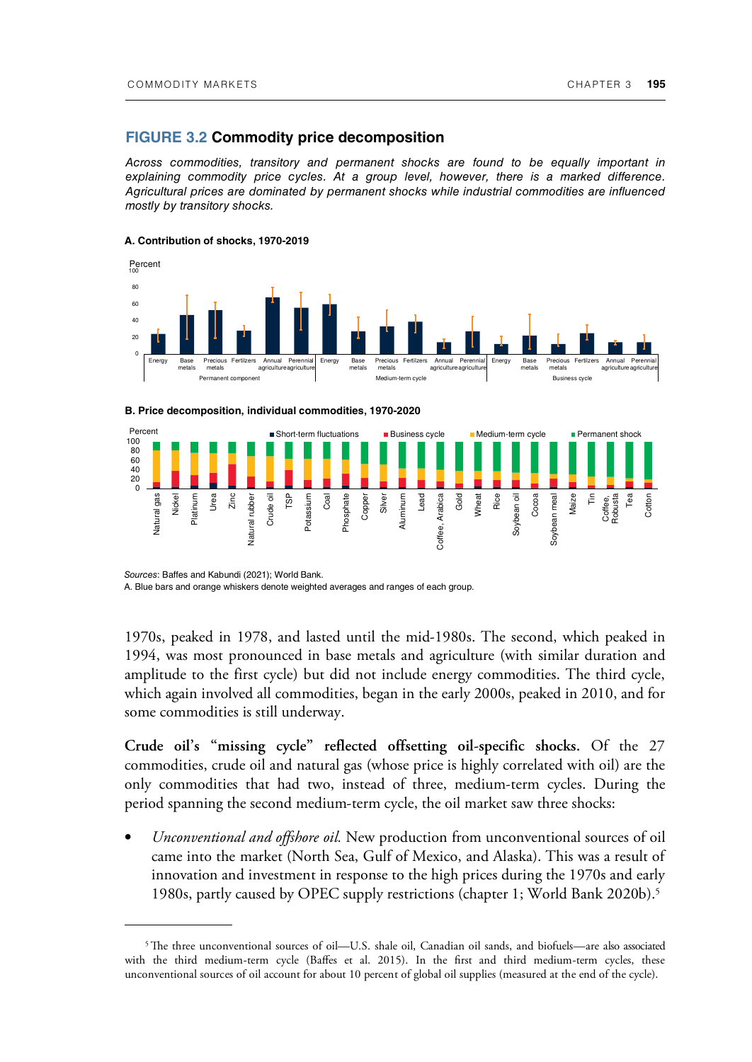## FIGURE 3.2 Commodity price decomposition

*Across commodities, transitory and permanent shocks are found to be equally important in explaining commodity price cycles. At a group level, however, there is a marked difference. Agricultural prices are dominated by permanent shocks while industrial commodities are influenced mostly by transitory shocks.*

**A. Contribution of shocks, 1970-2019**

**B. Price decomposition, individual commodities, 1970-2020**

*Sources*: Baffes and Kabundi (2021); World Bank.
A. Blue bars and orange whiskers denote weighted averages and ranges of each group.

1970s, peaked in 1978, and lasted until the mid-1980s. The second, which peaked in 1994, was most pronounced in base metals and agriculture (with similar duration and amplitude to the first cycle) but did not include energy commodities. The third cycle, which again involved all commodities, began in the early 2000s, peaked in 2010, and for some commodities is still underway.

**Crude oil's "missing cycle" reflected offsetting oil-specific shocks.** Of the 27 commodities, crude oil and natural gas (whose price is highly correlated with oil) are the only commodities that had two, instead of three, medium-term cycles. During the period spanning the second medium-term cycle, the oil market saw three shocks:

- *Unconventional and offshore oil.* New production from unconventional sources of oil came into the market (North Sea, Gulf of Mexico, and Alaska). This was a result of innovation and investment in response to the high prices during the 1970s and early 1980s, partly caused by OPEC supply restrictions (chapter 1; World Bank 2020b).[5]

[5] The three unconventional sources of oil—U.S. shale oil, Canadian oil sands, and biofuels—are also associated with the third medium-term cycle (Baffes et al. 2015). In the first and third medium-term cycles, these unconventional sources of oil account for about 10 percent of global oil supplies (measured at the end of the cycle).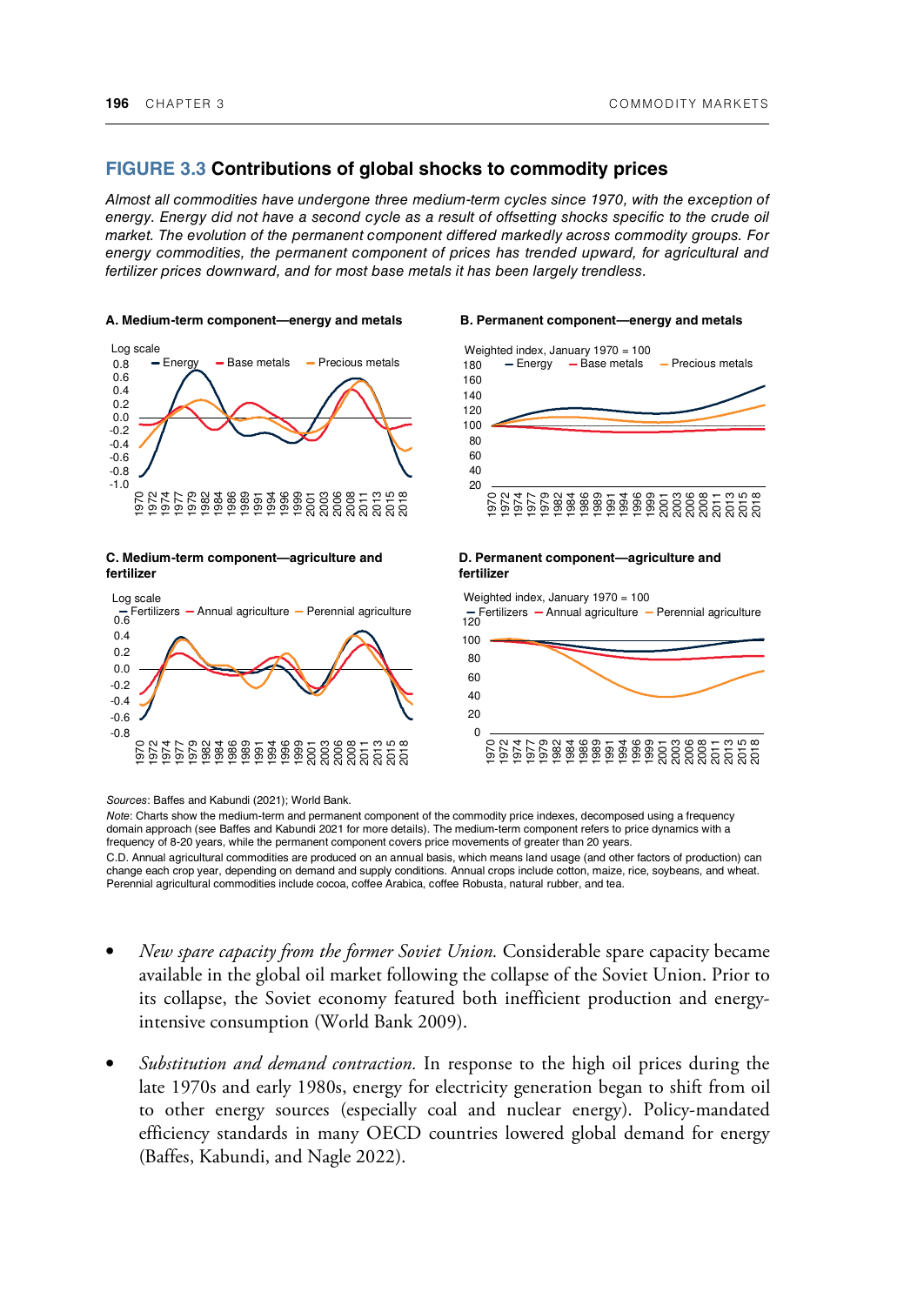## FIGURE 3.3 Contributions of global shocks to commodity prices

*Almost all commodities have undergone three medium-term cycles since 1970, with the exception of energy. Energy did not have a second cycle as a result of offsetting shocks specific to the crude oil market. The evolution of the permanent component differed markedly across commodity groups. For energy commodities, the permanent component of prices has trended upward, for agricultural and fertilizer prices downward, and for most base metals it has been largely trendless.*

**A. Medium-term component—energy and metals**

**B. Permanent component—energy and metals**

**C. Medium-term component—agriculture and fertilizer**

**D. Permanent component—agriculture and fertilizer**

*Sources*: Baffes and Kabundi (2021); World Bank.

*Note*: Charts show the medium-term and permanent component of the commodity price indexes, decomposed using a frequency domain approach (see Baffes and Kabundi 2021 for more details). The medium-term component refers to price dynamics with a frequency of 8-20 years, while the permanent component covers price movements of greater than 20 years.

C.D. Annual agricultural commodities are produced on an annual basis, which means land usage (and other factors of production) can change each crop year, depending on demand and supply conditions. Annual crops include cotton, maize, rice, soybeans, and wheat. Perennial agricultural commodities include cocoa, coffee Arabica, coffee Robusta, natural rubber, and tea.

- *New spare capacity from the former Soviet Union.* Considerable spare capacity became available in the global oil market following the collapse of the Soviet Union. Prior to its collapse, the Soviet economy featured both inefficient production and energy-intensive consumption (World Bank 2009).

- *Substitution and demand contraction.* In response to the high oil prices during the late 1970s and early 1980s, energy for electricity generation began to shift from oil to other energy sources (especially coal and nuclear energy). Policy-mandated efficiency standards in many OECD countries lowered global demand for energy (Baffes, Kabundi, and Nagle 2022).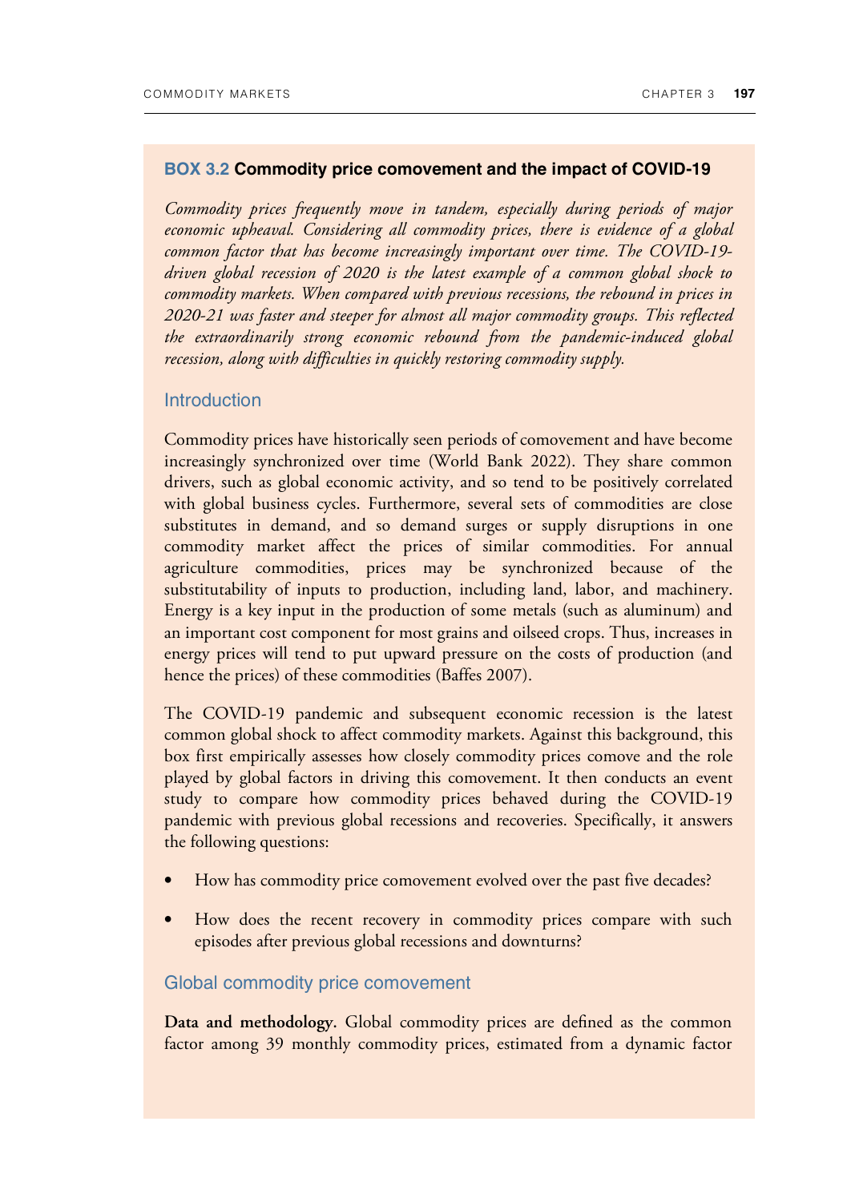## BOX 3.2 Commodity price comovement and the impact of COVID-19

*Commodity prices frequently move in tandem, especially during periods of major economic upheaval. Considering all commodity prices, there is evidence of a global common factor that has become increasingly important over time. The COVID-19-driven global recession of 2020 is the latest example of a common global shock to commodity markets. When compared with previous recessions, the rebound in prices in 2020-21 was faster and steeper for almost all major commodity groups. This reflected the extraordinarily strong economic rebound from the pandemic-induced global recession, along with difficulties in quickly restoring commodity supply.*

### Introduction

Commodity prices have historically seen periods of comovement and have become increasingly synchronized over time (World Bank 2022). They share common drivers, such as global economic activity, and so tend to be positively correlated with global business cycles. Furthermore, several sets of commodities are close substitutes in demand, and so demand surges or supply disruptions in one commodity market affect the prices of similar commodities. For annual agriculture commodities, prices may be synchronized because of the substitutability of inputs to production, including land, labor, and machinery. Energy is a key input in the production of some metals (such as aluminum) and an important cost component for most grains and oilseed crops. Thus, increases in energy prices will tend to put upward pressure on the costs of production (and hence the prices) of these commodities (Baffes 2007).

The COVID-19 pandemic and subsequent economic recession is the latest common global shock to affect commodity markets. Against this background, this box first empirically assesses how closely commodity prices comove and the role played by global factors in driving this comovement. It then conducts an event study to compare how commodity prices behaved during the COVID-19 pandemic with previous global recessions and recoveries. Specifically, it answers the following questions:

- How has commodity price comovement evolved over the past five decades?
- How does the recent recovery in commodity prices compare with such episodes after previous global recessions and downturns?

### Global commodity price comovement

**Data and methodology.** Global commodity prices are defined as the common factor among 39 monthly commodity prices, estimated from a dynamic factor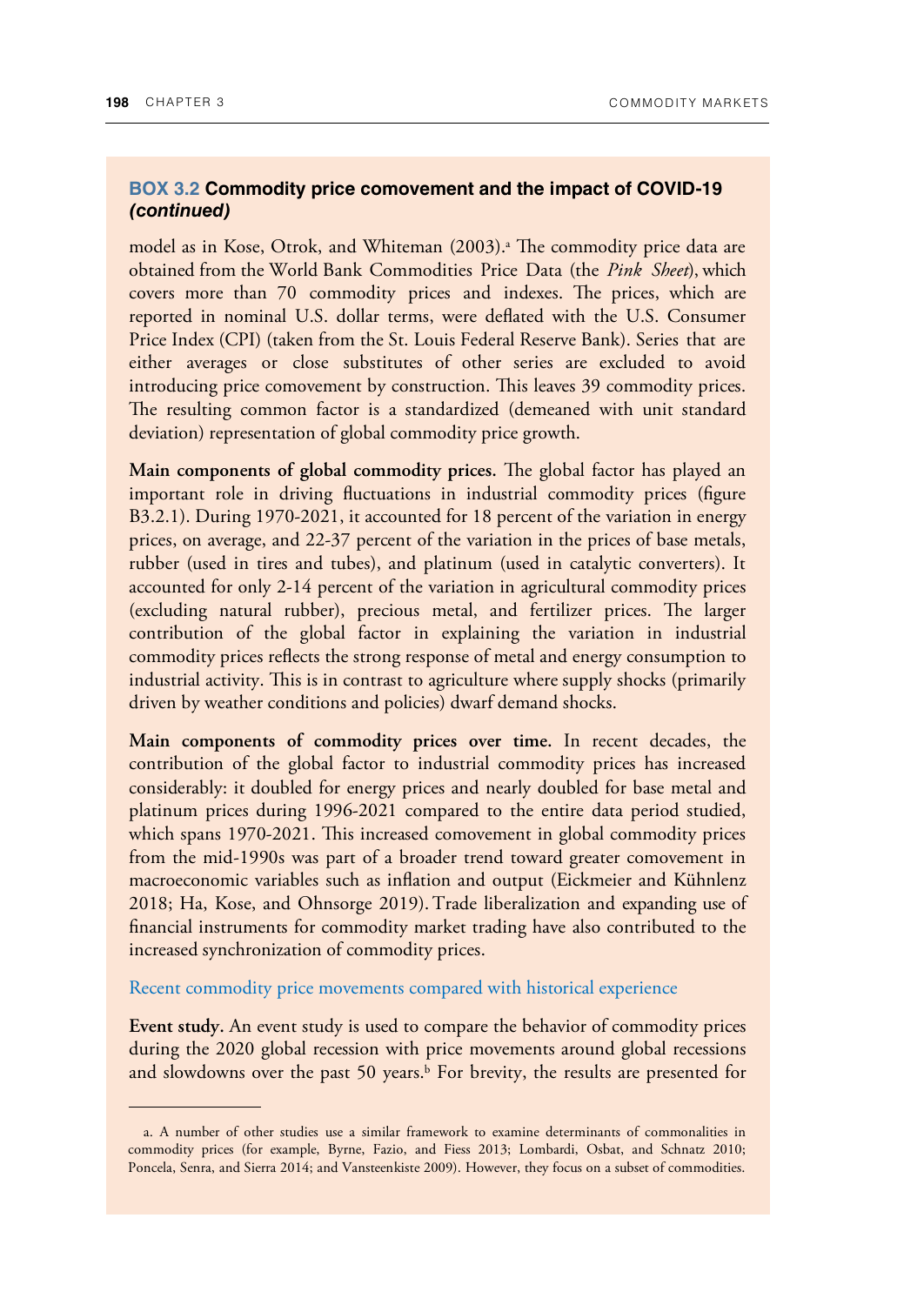### BOX 3.2 Commodity price comovement and the impact of COVID-19 *(continued)*

model as in Kose, Otrok, and Whiteman (2003).[a] The commodity price data are obtained from the World Bank Commodities Price Data (the *Pink Sheet*), which covers more than 70 commodity prices and indexes. The prices, which are reported in nominal U.S. dollar terms, were deflated with the U.S. Consumer Price Index (CPI) (taken from the St. Louis Federal Reserve Bank). Series that are either averages or close substitutes of other series are excluded to avoid introducing price comovement by construction. This leaves 39 commodity prices. The resulting common factor is a standardized (demeaned with unit standard deviation) representation of global commodity price growth.

**Main components of global commodity prices.** The global factor has played an important role in driving fluctuations in industrial commodity prices (figure B3.2.1). During 1970-2021, it accounted for 18 percent of the variation in energy prices, on average, and 22-37 percent of the variation in the prices of base metals, rubber (used in tires and tubes), and platinum (used in catalytic converters). It accounted for only 2-14 percent of the variation in agricultural commodity prices (excluding natural rubber), precious metal, and fertilizer prices. The larger contribution of the global factor in explaining the variation in industrial commodity prices reflects the strong response of metal and energy consumption to industrial activity. This is in contrast to agriculture where supply shocks (primarily driven by weather conditions and policies) dwarf demand shocks.

**Main components of commodity prices over time.** In recent decades, the contribution of the global factor to industrial commodity prices has increased considerably: it doubled for energy prices and nearly doubled for base metal and platinum prices during 1996-2021 compared to the entire data period studied, which spans 1970-2021. This increased comovement in global commodity prices from the mid-1990s was part of a broader trend toward greater comovement in macroeconomic variables such as inflation and output (Eickmeier and Kühnlenz 2018; Ha, Kose, and Ohnsorge 2019). Trade liberalization and expanding use of financial instruments for commodity market trading have also contributed to the increased synchronization of commodity prices.

#### Recent commodity price movements compared with historical experience

**Event study.** An event study is used to compare the behavior of commodity prices during the 2020 global recession with price movements around global recessions and slowdowns over the past 50 years.[b] For brevity, the results are presented for

---

a. A number of other studies use a similar framework to examine determinants of commonalities in commodity prices (for example, Byrne, Fazio, and Fiess 2013; Lombardi, Osbat, and Schnatz 2010; Poncela, Senra, and Sierra 2014; and Vansteenkiste 2009). However, they focus on a subset of commodities.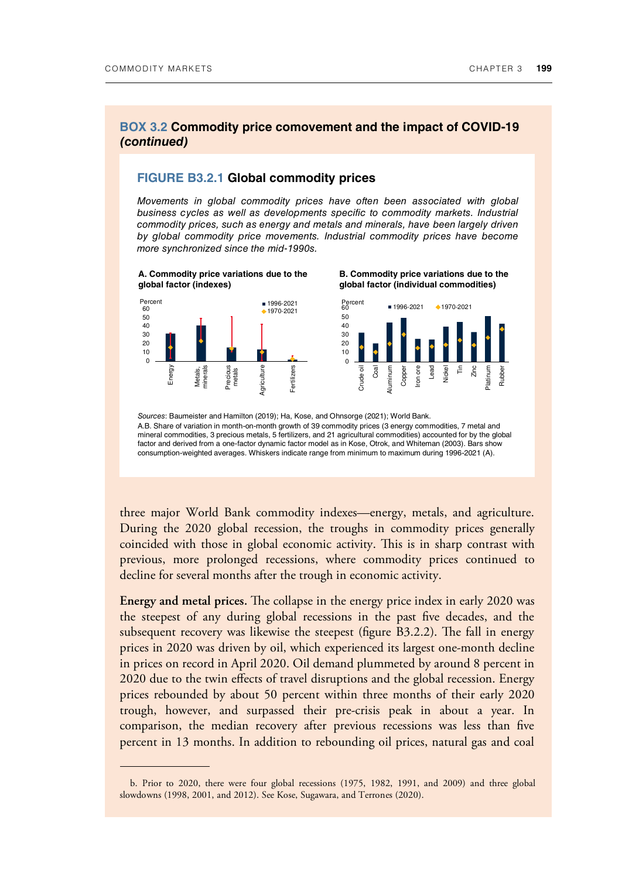## BOX 3.2 Commodity price comovement and the impact of COVID-19 *(continued)*

### FIGURE B3.2.1 Global commodity prices

*Movements in global commodity prices have often been associated with global business cycles as well as developments specific to commodity markets. Industrial commodity prices, such as energy and metals and minerals, have been largely driven by global commodity price movements. Industrial commodity prices have become more synchronized since the mid-1990s.*

**A. Commodity price variations due to the global factor (indexes)**

**B. Commodity price variations due to the global factor (individual commodities)**

*Sources*: Baumeister and Hamilton (2019); Ha, Kose, and Ohnsorge (2021); World Bank.

A.B. Share of variation in month-on-month growth of 39 commodity prices (3 energy commodities, 7 metal and mineral commodities, 3 precious metals, 5 fertilizers, and 21 agricultural commodities) accounted for by the global factor and derived from a one-factor dynamic factor model as in Kose, Otrok, and Whiteman (2003). Bars show consumption-weighted averages. Whiskers indicate range from minimum to maximum during 1996-2021 (A).

three major World Bank commodity indexes—energy, metals, and agriculture. During the 2020 global recession, the troughs in commodity prices generally coincided with those in global economic activity. This is in sharp contrast with previous, more prolonged recessions, where commodity prices continued to decline for several months after the trough in economic activity.

**Energy and metal prices.** The collapse in the energy price index in early 2020 was the steepest of any during global recessions in the past five decades, and the subsequent recovery was likewise the steepest (figure B3.2.2). The fall in energy prices in 2020 was driven by oil, which experienced its largest one-month decline in prices on record in April 2020. Oil demand plummeted by around 8 percent in 2020 due to the twin effects of travel disruptions and the global recession. Energy prices rebounded by about 50 percent within three months of their early 2020 trough, however, and surpassed their pre-crisis peak in about a year. In comparison, the median recovery after previous recessions was less than five percent in 13 months. In addition to rebounding oil prices, natural gas and coal

b. Prior to 2020, there were four global recessions (1975, 1982, 1991, and 2009) and three global slowdowns (1998, 2001, and 2012). See Kose, Sugawara, and Terrones (2020).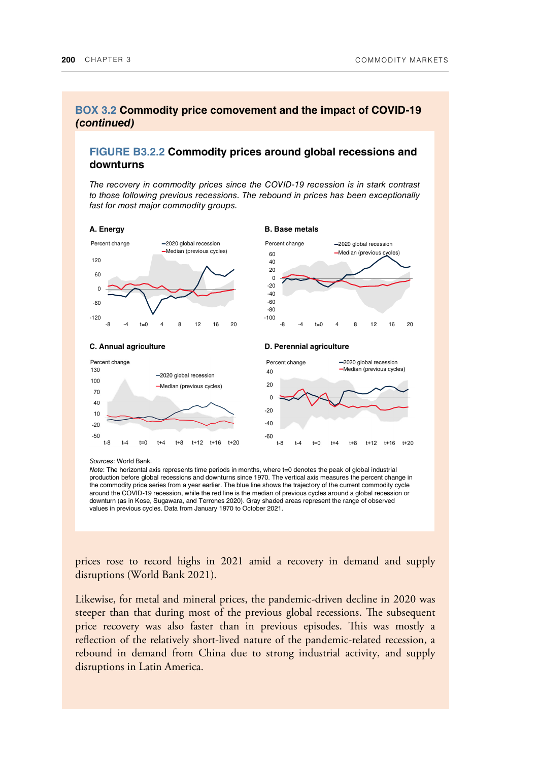## BOX 3.2 Commodity price comovement and the impact of COVID-19 *(continued)*

### FIGURE B3.2.2 Commodity prices around global recessions and downturns

*The recovery in commodity prices since the COVID-19 recession is in stark contrast to those following previous recessions. The rebound in prices has been exceptionally fast for most major commodity groups.*

**A. Energy**

**B. Base metals**

**C. Annual agriculture**

**D. Perennial agriculture**

*Sources*: World Bank.

*Note*: The horizontal axis represents time periods in months, where t=0 denotes the peak of global industrial production before global recessions and downturns since 1970. The vertical axis measures the percent change in the commodity price series from a year earlier. The blue line shows the trajectory of the current commodity cycle around the COVID-19 recession, while the red line is the median of previous cycles around a global recession or downturn (as in Kose, Sugawara, and Terrones 2020). Gray shaded areas represent the range of observed values in previous cycles. Data from January 1970 to October 2021.

prices rose to record highs in 2021 amid a recovery in demand and supply disruptions (World Bank 2021).

Likewise, for metal and mineral prices, the pandemic-driven decline in 2020 was steeper than that during most of the previous global recessions. The subsequent price recovery was also faster than in previous episodes. This was mostly a reflection of the relatively short-lived nature of the pandemic-related recession, a rebound in demand from China due to strong industrial activity, and supply disruptions in Latin America.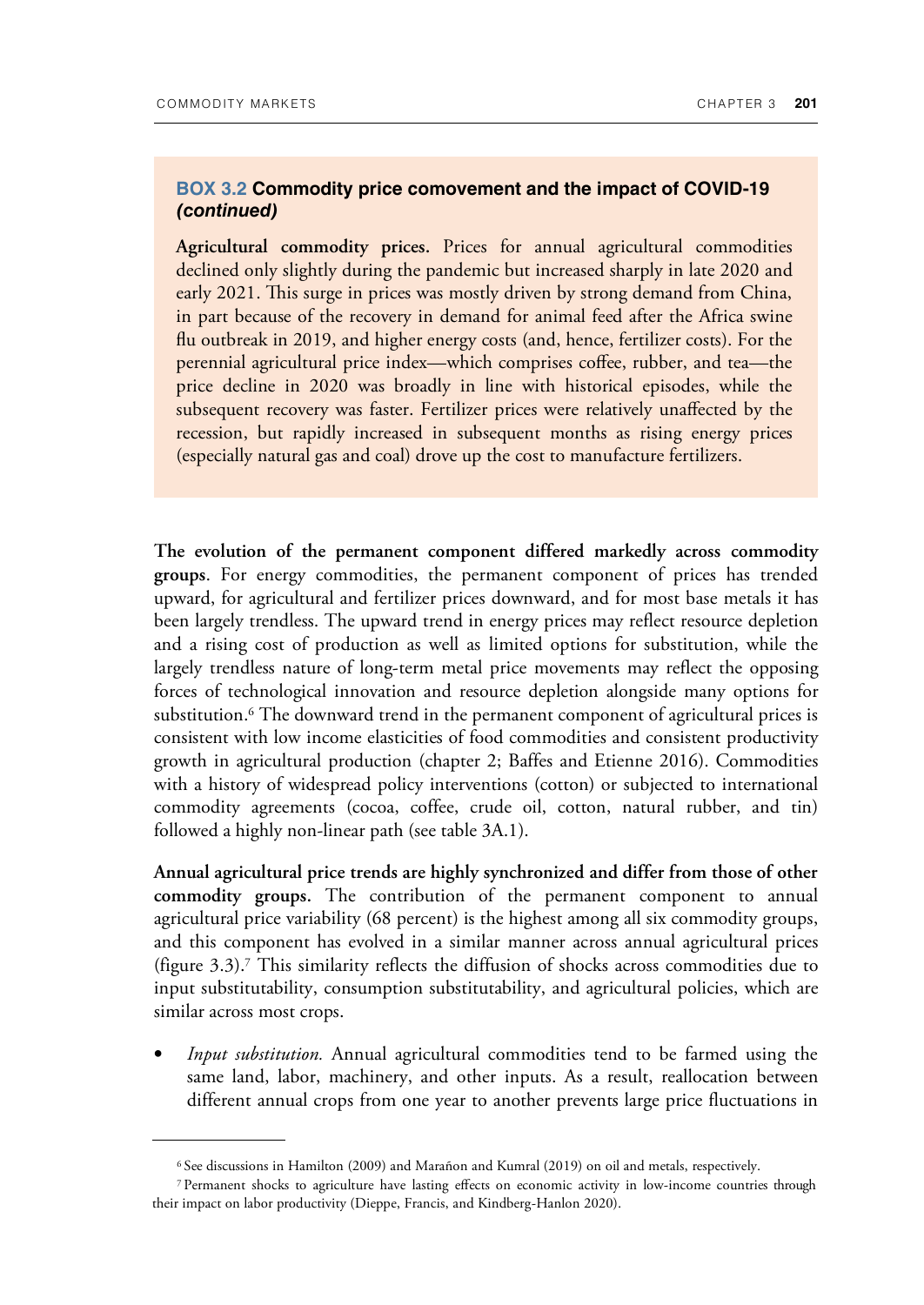**BOX 3.2 Commodity price comovement and the impact of COVID-19 *(continued)***

**Agricultural commodity prices.** Prices for annual agricultural commodities declined only slightly during the pandemic but increased sharply in late 2020 and early 2021. This surge in prices was mostly driven by strong demand from China, in part because of the recovery in demand for animal feed after the Africa swine flu outbreak in 2019, and higher energy costs (and, hence, fertilizer costs). For the perennial agricultural price index—which comprises coffee, rubber, and tea—the price decline in 2020 was broadly in line with historical episodes, while the subsequent recovery was faster. Fertilizer prices were relatively unaffected by the recession, but rapidly increased in subsequent months as rising energy prices (especially natural gas and coal) drove up the cost to manufacture fertilizers.

**The evolution of the permanent component differed markedly across commodity groups**. For energy commodities, the permanent component of prices has trended upward, for agricultural and fertilizer prices downward, and for most base metals it has been largely trendless. The upward trend in energy prices may reflect resource depletion and a rising cost of production as well as limited options for substitution, while the largely trendless nature of long-term metal price movements may reflect the opposing forces of technological innovation and resource depletion alongside many options for substitution.[6] The downward trend in the permanent component of agricultural prices is consistent with low income elasticities of food commodities and consistent productivity growth in agricultural production (chapter 2; Baffes and Etienne 2016). Commodities with a history of widespread policy interventions (cotton) or subjected to international commodity agreements (cocoa, coffee, crude oil, cotton, natural rubber, and tin) followed a highly non-linear path (see table 3A.1).

**Annual agricultural price trends are highly synchronized and differ from those of other commodity groups.** The contribution of the permanent component to annual agricultural price variability (68 percent) is the highest among all six commodity groups, and this component has evolved in a similar manner across annual agricultural prices (figure 3.3).[7] This similarity reflects the diffusion of shocks across commodities due to input substitutability, consumption substitutability, and agricultural policies, which are similar across most crops.

- *Input substitution.* Annual agricultural commodities tend to be farmed using the same land, labor, machinery, and other inputs. As a result, reallocation between different annual crops from one year to another prevents large price fluctuations in

[6] See discussions in Hamilton (2009) and Marañon and Kumral (2019) on oil and metals, respectively.

[7] Permanent shocks to agriculture have lasting effects on economic activity in low-income countries through their impact on labor productivity (Dieppe, Francis, and Kindberg-Hanlon 2020).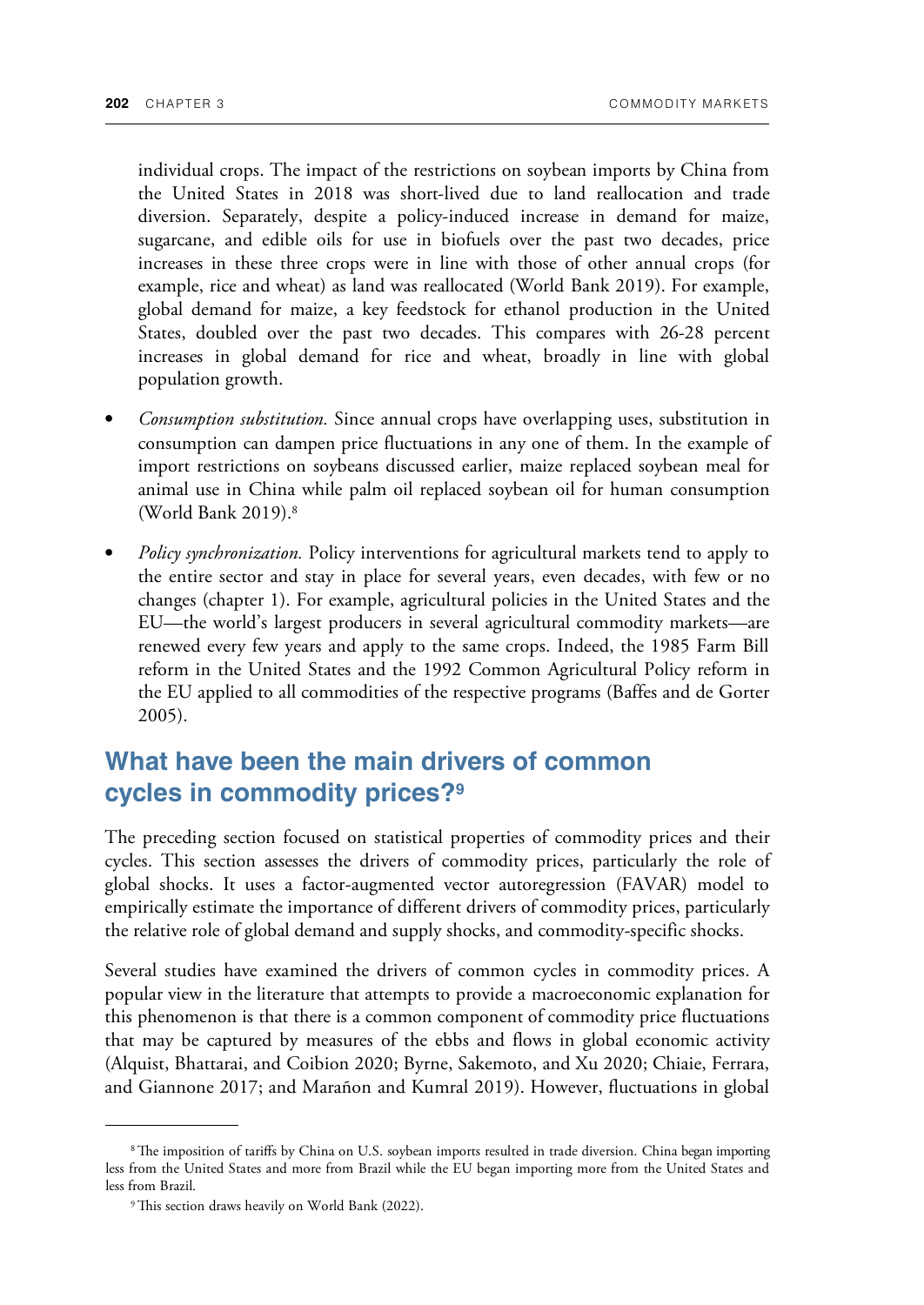individual crops. The impact of the restrictions on soybean imports by China from the United States in 2018 was short-lived due to land reallocation and trade diversion. Separately, despite a policy-induced increase in demand for maize, sugarcane, and edible oils for use in biofuels over the past two decades, price increases in these three crops were in line with those of other annual crops (for example, rice and wheat) as land was reallocated (World Bank 2019). For example, global demand for maize, a key feedstock for ethanol production in the United States, doubled over the past two decades. This compares with 26-28 percent increases in global demand for rice and wheat, broadly in line with global population growth.

- *Consumption substitution.* Since annual crops have overlapping uses, substitution in consumption can dampen price fluctuations in any one of them. In the example of import restrictions on soybeans discussed earlier, maize replaced soybean meal for animal use in China while palm oil replaced soybean oil for human consumption (World Bank 2019).[8]
- *Policy synchronization.* Policy interventions for agricultural markets tend to apply to the entire sector and stay in place for several years, even decades, with few or no changes (chapter 1). For example, agricultural policies in the United States and the EU—the world's largest producers in several agricultural commodity markets—are renewed every few years and apply to the same crops. Indeed, the 1985 Farm Bill reform in the United States and the 1992 Common Agricultural Policy reform in the EU applied to all commodities of the respective programs (Baffes and de Gorter 2005).

## What have been the main drivers of common cycles in commodity prices?[9]

The preceding section focused on statistical properties of commodity prices and their cycles. This section assesses the drivers of commodity prices, particularly the role of global shocks. It uses a factor-augmented vector autoregression (FAVAR) model to empirically estimate the importance of different drivers of commodity prices, particularly the relative role of global demand and supply shocks, and commodity-specific shocks.

Several studies have examined the drivers of common cycles in commodity prices. A popular view in the literature that attempts to provide a macroeconomic explanation for this phenomenon is that there is a common component of commodity price fluctuations that may be captured by measures of the ebbs and flows in global economic activity (Alquist, Bhattarai, and Coibion 2020; Byrne, Sakemoto, and Xu 2020; Chiaie, Ferrara, and Giannone 2017; and Marañon and Kumral 2019). However, fluctuations in global

---

[8] The imposition of tariffs by China on U.S. soybean imports resulted in trade diversion. China began importing less from the United States and more from Brazil while the EU began importing more from the United States and less from Brazil.

[9] This section draws heavily on World Bank (2022).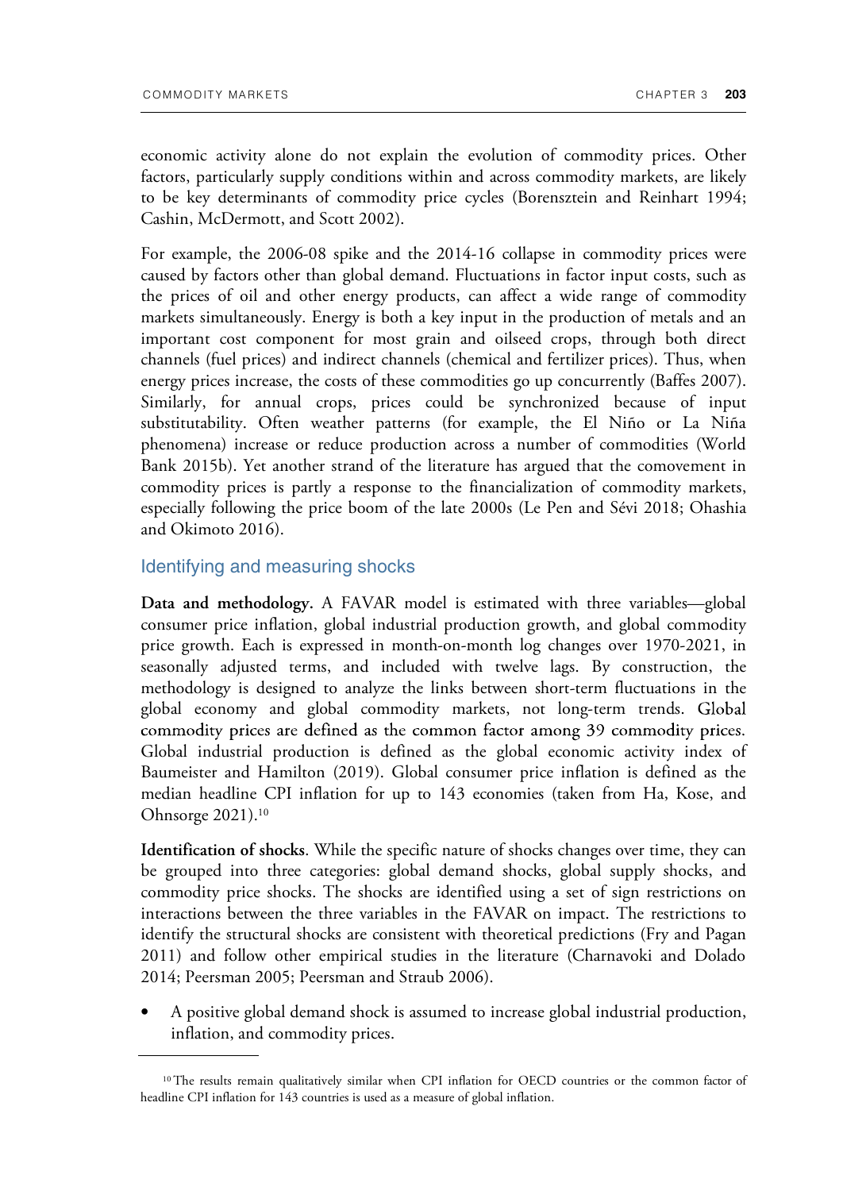economic activity alone do not explain the evolution of commodity prices. Other factors, particularly supply conditions within and across commodity markets, are likely to be key determinants of commodity price cycles (Borensztein and Reinhart 1994; Cashin, McDermott, and Scott 2002).

For example, the 2006-08 spike and the 2014-16 collapse in commodity prices were caused by factors other than global demand. Fluctuations in factor input costs, such as the prices of oil and other energy products, can affect a wide range of commodity markets simultaneously. Energy is both a key input in the production of metals and an important cost component for most grain and oilseed crops, through both direct channels (fuel prices) and indirect channels (chemical and fertilizer prices). Thus, when energy prices increase, the costs of these commodities go up concurrently (Baffes 2007). Similarly, for annual crops, prices could be synchronized because of input substitutability. Often weather patterns (for example, the El Niño or La Niña phenomena) increase or reduce production across a number of commodities (World Bank 2015b). Yet another strand of the literature has argued that the comovement in commodity prices is partly a response to the financialization of commodity markets, especially following the price boom of the late 2000s (Le Pen and Sévi 2018; Ohashia and Okimoto 2016).

## Identifying and measuring shocks

**Data and methodology.** A FAVAR model is estimated with three variables—global consumer price inflation, global industrial production growth, and global commodity price growth. Each is expressed in month-on-month log changes over 1970-2021, in seasonally adjusted terms, and included with twelve lags. By construction, the methodology is designed to analyze the links between short-term fluctuations in the global economy and global commodity markets, not long-term trends. Global commodity prices are defined as the common factor among 39 commodity prices. Global industrial production is defined as the global economic activity index of Baumeister and Hamilton (2019). Global consumer price inflation is defined as the median headline CPI inflation for up to 143 economies (taken from Ha, Kose, and Ohnsorge 2021).[10]

**Identification of shocks**. While the specific nature of shocks changes over time, they can be grouped into three categories: global demand shocks, global supply shocks, and commodity price shocks. The shocks are identified using a set of sign restrictions on interactions between the three variables in the FAVAR on impact. The restrictions to identify the structural shocks are consistent with theoretical predictions (Fry and Pagan 2011) and follow other empirical studies in the literature (Charnavoki and Dolado 2014; Peersman 2005; Peersman and Straub 2006).

- A positive global demand shock is assumed to increase global industrial production, inflation, and commodity prices.

[10] The results remain qualitatively similar when CPI inflation for OECD countries or the common factor of headline CPI inflation for 143 countries is used as a measure of global inflation.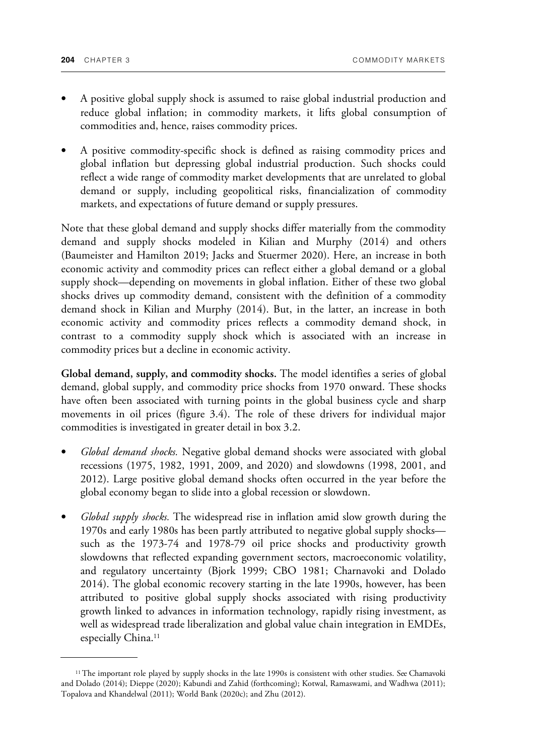- A positive global supply shock is assumed to raise global industrial production and reduce global inflation; in commodity markets, it lifts global consumption of commodities and, hence, raises commodity prices.

- A positive commodity-specific shock is defined as raising commodity prices and global inflation but depressing global industrial production. Such shocks could reflect a wide range of commodity market developments that are unrelated to global demand or supply, including geopolitical risks, financialization of commodity markets, and expectations of future demand or supply pressures.

Note that these global demand and supply shocks differ materially from the commodity demand and supply shocks modeled in Kilian and Murphy (2014) and others (Baumeister and Hamilton 2019; Jacks and Stuermer 2020). Here, an increase in both economic activity and commodity prices can reflect either a global demand or a global supply shock—depending on movements in global inflation. Either of these two global shocks drives up commodity demand, consistent with the definition of a commodity demand shock in Kilian and Murphy (2014). But, in the latter, an increase in both economic activity and commodity prices reflects a commodity demand shock, in contrast to a commodity supply shock which is associated with an increase in commodity prices but a decline in economic activity.

**Global demand, supply, and commodity shocks.** The model identifies a series of global demand, global supply, and commodity price shocks from 1970 onward. These shocks have often been associated with turning points in the global business cycle and sharp movements in oil prices (figure 3.4). The role of these drivers for individual major commodities is investigated in greater detail in box 3.2.

- *Global demand shocks.* Negative global demand shocks were associated with global recessions (1975, 1982, 1991, 2009, and 2020) and slowdowns (1998, 2001, and 2012). Large positive global demand shocks often occurred in the year before the global economy began to slide into a global recession or slowdown.

- *Global supply shocks.* The widespread rise in inflation amid slow growth during the 1970s and early 1980s has been partly attributed to negative global supply shocks—such as the 1973-74 and 1978-79 oil price shocks and productivity growth slowdowns that reflected expanding government sectors, macroeconomic volatility, and regulatory uncertainty (Bjork 1999; CBO 1981; Charnavoki and Dolado 2014). The global economic recovery starting in the late 1990s, however, has been attributed to positive global supply shocks associated with rising productivity growth linked to advances in information technology, rapidly rising investment, as well as widespread trade liberalization and global value chain integration in EMDEs, especially China.[11]

[11] The important role played by supply shocks in the late 1990s is consistent with other studies. See Charnavoki and Dolado (2014); Dieppe (2020); Kabundi and Zahid (forthcoming); Kotwal, Ramaswami, and Wadhwa (2011); Topalova and Khandelwal (2011); World Bank (2020c); and Zhu (2012).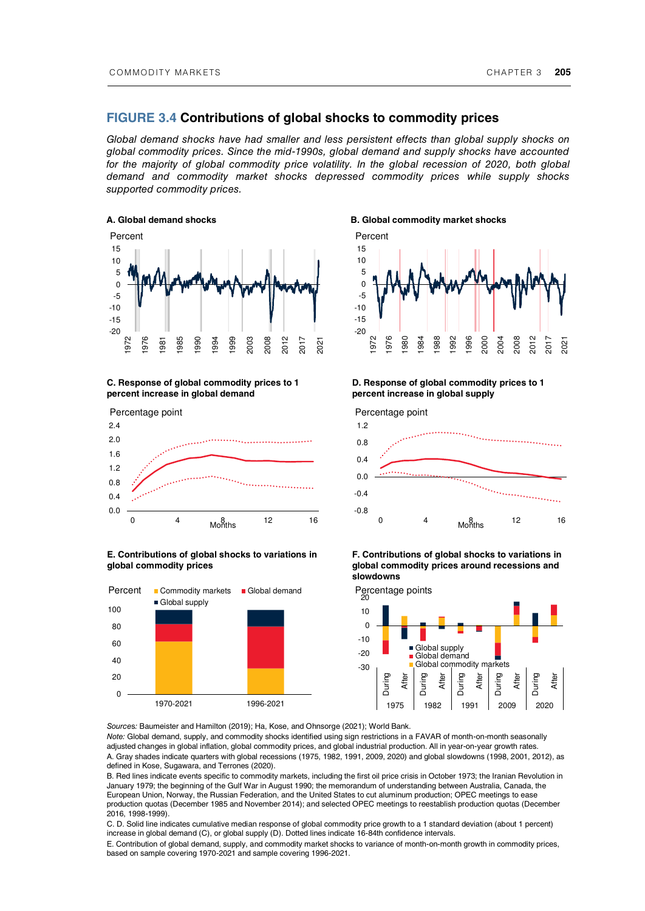## FIGURE 3.4 Contributions of global shocks to commodity prices

*Global demand shocks have had smaller and less persistent effects than global supply shocks on global commodity prices. Since the mid-1990s, global demand and supply shocks have accounted for the majority of global commodity price volatility. In the global recession of 2020, both global demand and commodity market shocks depressed commodity prices while supply shocks supported commodity prices.*

**A. Global demand shocks**

**B. Global commodity market shocks**

**C. Response of global commodity prices to 1 percent increase in global demand**

**D. Response of global commodity prices to 1 percent increase in global supply**

**E. Contributions of global shocks to variations in global commodity prices**

**F. Contributions of global shocks to variations in global commodity prices around recessions and slowdowns**

*Sources:* Baumeister and Hamilton (2019); Ha, Kose, and Ohnsorge (2021); World Bank.

*Note:* Global demand, supply, and commodity shocks identified using sign restrictions in a FAVAR of month-on-month seasonally adjusted changes in global inflation, global commodity prices, and global industrial production. All in year-on-year growth rates.

A. Gray shades indicate quarters with global recessions (1975, 1982, 1991, 2009, 2020) and global slowdowns (1998, 2001, 2012), as defined in Kose, Sugawara, and Terrones (2020).

B. Red lines indicate events specific to commodity markets, including the first oil price crisis in October 1973; the Iranian Revolution in January 1979; the beginning of the Gulf War in August 1990; the memorandum of understanding between Australia, Canada, the European Union, Norway, the Russian Federation, and the United States to cut aluminum production; OPEC meetings to ease production quotas (December 1985 and November 2014); and selected OPEC meetings to reestablish production quotas (December 2016, 1998-1999).

C. D. Solid line indicates cumulative median response of global commodity price growth to a 1 standard deviation (about 1 percent) increase in global demand (C), or global supply (D). Dotted lines indicate 16-84th confidence intervals.

E. Contribution of global demand, supply, and commodity market shocks to variance of month-on-month growth in commodity prices, based on sample covering 1970-2021 and sample covering 1996-2021.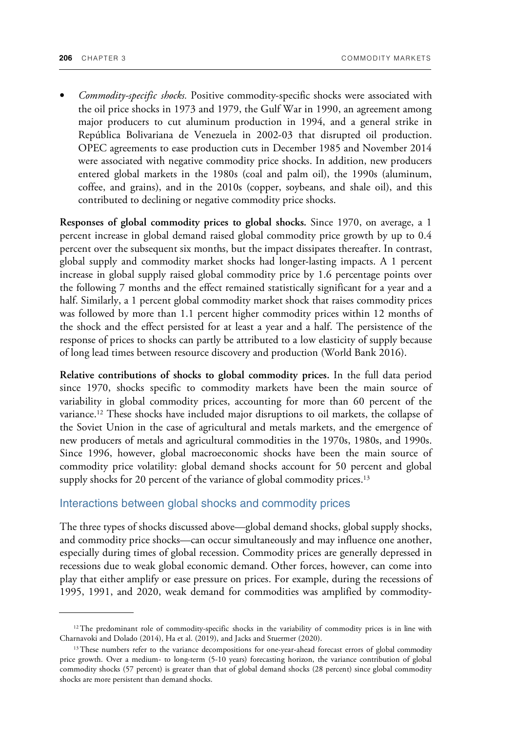- *Commodity-specific shocks.* Positive commodity-specific shocks were associated with the oil price shocks in 1973 and 1979, the Gulf War in 1990, an agreement among major producers to cut aluminum production in 1994, and a general strike in República Bolivariana de Venezuela in 2002-03 that disrupted oil production. OPEC agreements to ease production cuts in December 1985 and November 2014 were associated with negative commodity price shocks. In addition, new producers entered global markets in the 1980s (coal and palm oil), the 1990s (aluminum, coffee, and grains), and in the 2010s (copper, soybeans, and shale oil), and this contributed to declining or negative commodity price shocks.

**Responses of global commodity prices to global shocks.** Since 1970, on average, a 1 percent increase in global demand raised global commodity price growth by up to 0.4 percent over the subsequent six months, but the impact dissipates thereafter. In contrast, global supply and commodity market shocks had longer-lasting impacts. A 1 percent increase in global supply raised global commodity price by 1.6 percentage points over the following 7 months and the effect remained statistically significant for a year and a half. Similarly, a 1 percent global commodity market shock that raises commodity prices was followed by more than 1.1 percent higher commodity prices within 12 months of the shock and the effect persisted for at least a year and a half. The persistence of the response of prices to shocks can partly be attributed to a low elasticity of supply because of long lead times between resource discovery and production (World Bank 2016).

**Relative contributions of shocks to global commodity prices.** In the full data period since 1970, shocks specific to commodity markets have been the main source of variability in global commodity prices, accounting for more than 60 percent of the variance.[12] These shocks have included major disruptions to oil markets, the collapse of the Soviet Union in the case of agricultural and metals markets, and the emergence of new producers of metals and agricultural commodities in the 1970s, 1980s, and 1990s. Since 1996, however, global macroeconomic shocks have been the main source of commodity price volatility: global demand shocks account for 50 percent and global supply shocks for 20 percent of the variance of global commodity prices.[13]

## Interactions between global shocks and commodity prices

The three types of shocks discussed above—global demand shocks, global supply shocks, and commodity price shocks—can occur simultaneously and may influence one another, especially during times of global recession. Commodity prices are generally depressed in recessions due to weak global economic demand. Other forces, however, can come into play that either amplify or ease pressure on prices. For example, during the recessions of 1995, 1991, and 2020, weak demand for commodities was amplified by commodity-

---

[12] The predominant role of commodity-specific shocks in the variability of commodity prices is in line with Charnavoki and Dolado (2014), Ha et al. (2019), and Jacks and Stuermer (2020).

[13] These numbers refer to the variance decompositions for one-year-ahead forecast errors of global commodity price growth. Over a medium- to long-term (5-10 years) forecasting horizon, the variance contribution of global commodity shocks (57 percent) is greater than that of global demand shocks (28 percent) since global commodity shocks are more persistent than demand shocks.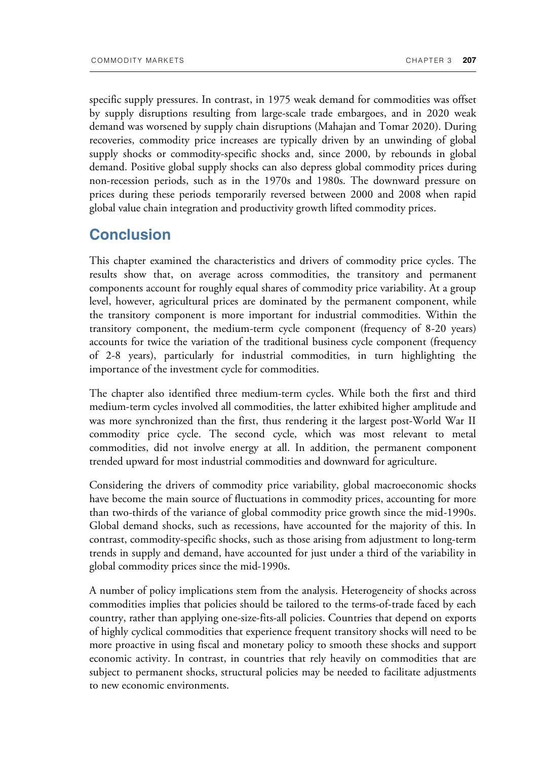specific supply pressures. In contrast, in 1975 weak demand for commodities was offset by supply disruptions resulting from large-scale trade embargoes, and in 2020 weak demand was worsened by supply chain disruptions (Mahajan and Tomar 2020). During recoveries, commodity price increases are typically driven by an unwinding of global supply shocks or commodity-specific shocks and, since 2000, by rebounds in global demand. Positive global supply shocks can also depress global commodity prices during non-recession periods, such as in the 1970s and 1980s. The downward pressure on prices during these periods temporarily reversed between 2000 and 2008 when rapid global value chain integration and productivity growth lifted commodity prices.

## Conclusion

This chapter examined the characteristics and drivers of commodity price cycles. The results show that, on average across commodities, the transitory and permanent components account for roughly equal shares of commodity price variability. At a group level, however, agricultural prices are dominated by the permanent component, while the transitory component is more important for industrial commodities. Within the transitory component, the medium-term cycle component (frequency of 8-20 years) accounts for twice the variation of the traditional business cycle component (frequency of 2-8 years), particularly for industrial commodities, in turn highlighting the importance of the investment cycle for commodities.

The chapter also identified three medium-term cycles. While both the first and third medium-term cycles involved all commodities, the latter exhibited higher amplitude and was more synchronized than the first, thus rendering it the largest post-World War II commodity price cycle. The second cycle, which was most relevant to metal commodities, did not involve energy at all. In addition, the permanent component trended upward for most industrial commodities and downward for agriculture.

Considering the drivers of commodity price variability, global macroeconomic shocks have become the main source of fluctuations in commodity prices, accounting for more than two-thirds of the variance of global commodity price growth since the mid-1990s. Global demand shocks, such as recessions, have accounted for the majority of this. In contrast, commodity-specific shocks, such as those arising from adjustment to long-term trends in supply and demand, have accounted for just under a third of the variability in global commodity prices since the mid-1990s.

A number of policy implications stem from the analysis. Heterogeneity of shocks across commodities implies that policies should be tailored to the terms-of-trade faced by each country, rather than applying one-size-fits-all policies. Countries that depend on exports of highly cyclical commodities that experience frequent transitory shocks will need to be more proactive in using fiscal and monetary policy to smooth these shocks and support economic activity. In contrast, in countries that rely heavily on commodities that are subject to permanent shocks, structural policies may be needed to facilitate adjustments to new economic environments.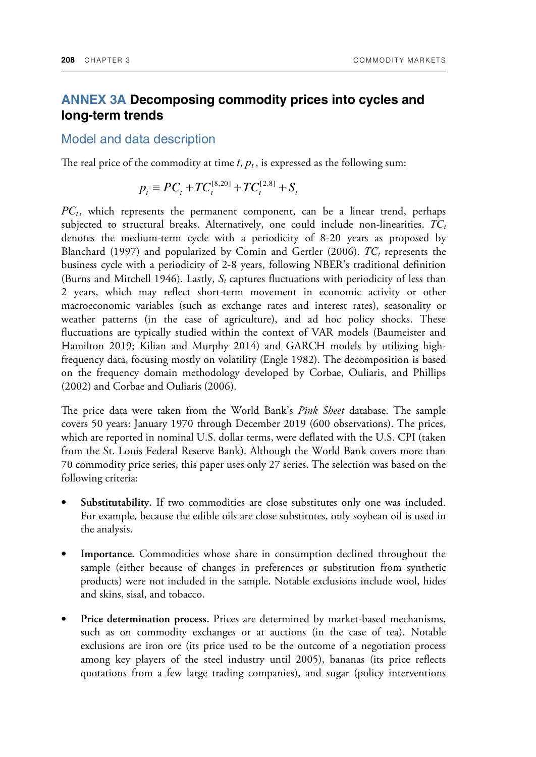## ANNEX 3A Decomposing commodity prices into cycles and long-term trends

### Model and data description

The real price of the commodity at time $t$, $p_t$, is expressed as the following sum:

$$p_t \equiv PC_t + TC_t^{[8,20]} + TC_t^{[2,8]} + S_t$$

$PC_t$, which represents the permanent component, can be a linear trend, perhaps subjected to structural breaks. Alternatively, one could include non-linearities. $TC_t$ denotes the medium-term cycle with a periodicity of 8-20 years as proposed by Blanchard (1997) and popularized by Comin and Gertler (2006). $TC_t$ represents the business cycle with a periodicity of 2-8 years, following NBER's traditional definition (Burns and Mitchell 1946). Lastly, $S_t$ captures fluctuations with periodicity of less than 2 years, which may reflect short-term movement in economic activity or other macroeconomic variables (such as exchange rates and interest rates), seasonality or weather patterns (in the case of agriculture), and ad hoc policy shocks. These fluctuations are typically studied within the context of VAR models (Baumeister and Hamilton 2019; Kilian and Murphy 2014) and GARCH models by utilizing high-frequency data, focusing mostly on volatility (Engle 1982). The decomposition is based on the frequency domain methodology developed by Corbae, Ouliaris, and Phillips (2002) and Corbae and Ouliaris (2006).

The price data were taken from the World Bank's *Pink Sheet* database. The sample covers 50 years: January 1970 through December 2019 (600 observations). The prices, which are reported in nominal U.S. dollar terms, were deflated with the U.S. CPI (taken from the St. Louis Federal Reserve Bank). Although the World Bank covers more than 70 commodity price series, this paper uses only 27 series. The selection was based on the following criteria:

- **Substitutability.** If two commodities are close substitutes only one was included. For example, because the edible oils are close substitutes, only soybean oil is used in the analysis.
- **Importance.** Commodities whose share in consumption declined throughout the sample (either because of changes in preferences or substitution from synthetic products) were not included in the sample. Notable exclusions include wool, hides and skins, sisal, and tobacco.
- **Price determination process.** Prices are determined by market-based mechanisms, such as on commodity exchanges or at auctions (in the case of tea). Notable exclusions are iron ore (its price used to be the outcome of a negotiation process among key players of the steel industry until 2005), bananas (its price reflects quotations from a few large trading companies), and sugar (policy interventions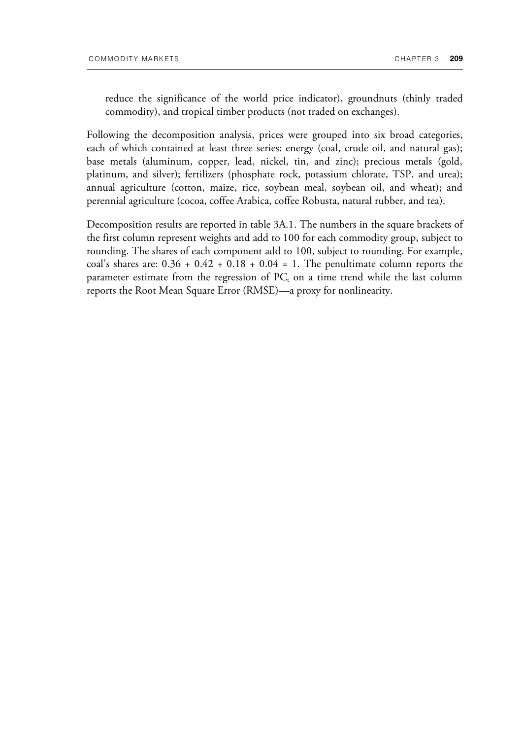reduce the significance of the world price indicator), groundnuts (thinly traded commodity), and tropical timber products (not traded on exchanges).

Following the decomposition analysis, prices were grouped into six broad categories, each of which contained at least three series: energy (coal, crude oil, and natural gas); base metals (aluminum, copper, lead, nickel, tin, and zinc); precious metals (gold, platinum, and silver); fertilizers (phosphate rock, potassium chlorate, TSP, and urea); annual agriculture (cotton, maize, rice, soybean meal, soybean oil, and wheat); and perennial agriculture (cocoa, coffee Arabica, coffee Robusta, natural rubber, and tea).

Decomposition results are reported in table 3A.1. The numbers in the square brackets of the first column represent weights and add to 100 for each commodity group, subject to rounding. The shares of each component add to 100, subject to rounding. For example, coal's shares are: $0.36 + 0.42 + 0.18 + 0.04 = 1$. The penultimate column reports the parameter estimate from the regression of $PC_t$ on a time trend while the last column reports the Root Mean Square Error (RMSE)—a proxy for nonlinearity.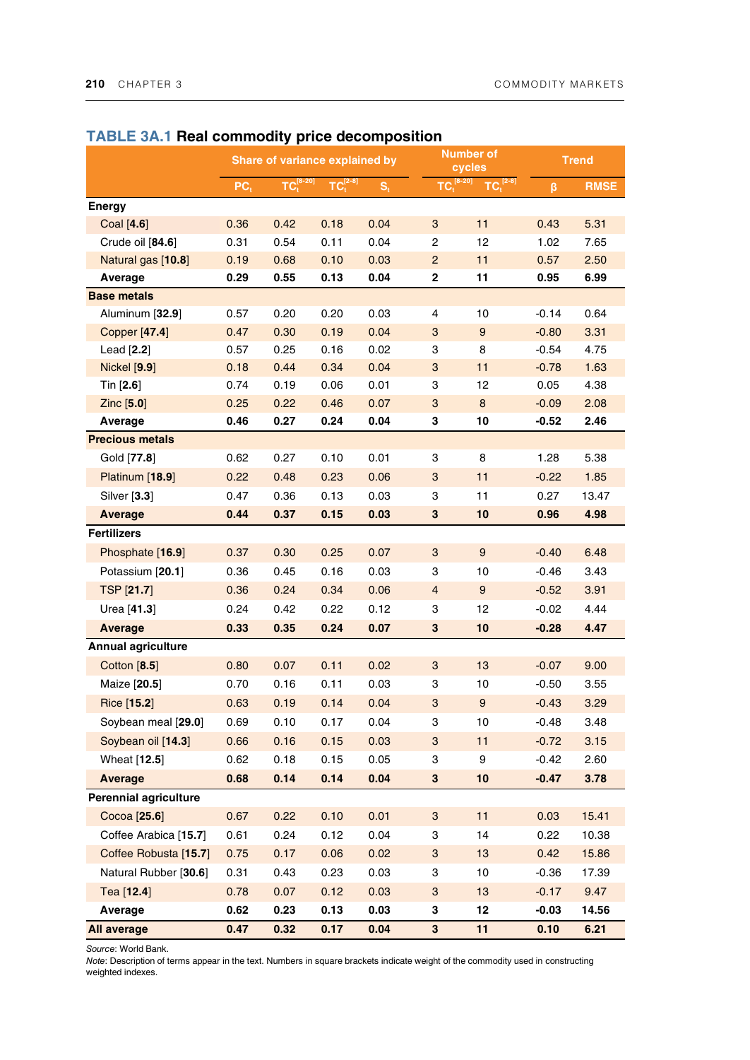**TABLE 3A.1 Real commodity price decomposition**

| | Share of variance explained by | | | | Number of cycles | | Trend | |
|---|---|---|---|---|---|---|---|---|
| | $PC_t$ | $TC_t^{[8-20]}$ | $TC_t^{[2-8]}$ | $S_t$ | $TC_t^{[8-20]}$ | $TC_t^{[2-8]}$ | β | RMSE |
| **Energy** | | | | | | | | |
| Coal [**4.6**] | 0.36 | 0.42 | 0.18 | 0.04 | 3 | 11 | 0.43 | 5.31 |
| Crude oil [**84.6**] | 0.31 | 0.54 | 0.11 | 0.04 | 2 | 12 | 1.02 | 7.65 |
| Natural gas [**10.8**] | 0.19 | 0.68 | 0.10 | 0.03 | 2 | 11 | 0.57 | 2.50 |
| **Average** | **0.29** | **0.55** | **0.13** | **0.04** | **2** | **11** | **0.95** | **6.99** |
| **Base metals** | | | | | | | | |
| Aluminum [**32.9**] | 0.57 | 0.20 | 0.20 | 0.03 | 4 | 10 | -0.14 | 0.64 |
| Copper [**47.4**] | 0.47 | 0.30 | 0.19 | 0.04 | 3 | 9 | -0.80 | 3.31 |
| Lead [**2.2**] | 0.57 | 0.25 | 0.16 | 0.02 | 3 | 8 | -0.54 | 4.75 |
| Nickel [**9.9**] | 0.18 | 0.44 | 0.34 | 0.04 | 3 | 11 | -0.78 | 1.63 |
| Tin [**2.6**] | 0.74 | 0.19 | 0.06 | 0.01 | 3 | 12 | 0.05 | 4.38 |
| Zinc [**5.0**] | 0.25 | 0.22 | 0.46 | 0.07 | 3 | 8 | -0.09 | 2.08 |
| **Average** | **0.46** | **0.27** | **0.24** | **0.04** | **3** | **10** | **-0.52** | **2.46** |
| **Precious metals** | | | | | | | | |
| Gold [**77.8**] | 0.62 | 0.27 | 0.10 | 0.01 | 3 | 8 | 1.28 | 5.38 |
| Platinum [**18.9**] | 0.22 | 0.48 | 0.23 | 0.06 | 3 | 11 | -0.22 | 1.85 |
| Silver [**3.3**] | 0.47 | 0.36 | 0.13 | 0.03 | 3 | 11 | 0.27 | 13.47 |
| **Average** | **0.44** | **0.37** | **0.15** | **0.03** | **3** | **10** | **0.96** | **4.98** |
| **Fertilizers** | | | | | | | | |
| Phosphate [**16.9**] | 0.37 | 0.30 | 0.25 | 0.07 | 3 | 9 | -0.40 | 6.48 |
| Potassium [**20.1**] | 0.36 | 0.45 | 0.16 | 0.03 | 3 | 10 | -0.46 | 3.43 |
| TSP [**21.7**] | 0.36 | 0.24 | 0.34 | 0.06 | 4 | 9 | -0.52 | 3.91 |
| Urea [**41.3**] | 0.24 | 0.42 | 0.22 | 0.12 | 3 | 12 | -0.02 | 4.44 |
| **Average** | **0.33** | **0.35** | **0.24** | **0.07** | **3** | **10** | **-0.28** | **4.47** |
| **Annual agriculture** | | | | | | | | |
| Cotton [**8.5**] | 0.80 | 0.07 | 0.11 | 0.02 | 3 | 13 | -0.07 | 9.00 |
| Maize [**20.5**] | 0.70 | 0.16 | 0.11 | 0.03 | 3 | 10 | -0.50 | 3.55 |
| Rice [**15.2**] | 0.63 | 0.19 | 0.14 | 0.04 | 3 | 9 | -0.43 | 3.29 |
| Soybean meal [**29.0**] | 0.69 | 0.10 | 0.17 | 0.04 | 3 | 10 | -0.48 | 3.48 |
| Soybean oil [**14.3**] | 0.66 | 0.16 | 0.15 | 0.03 | 3 | 11 | -0.72 | 3.15 |
| Wheat [**12.5**] | 0.62 | 0.18 | 0.15 | 0.05 | 3 | 9 | -0.42 | 2.60 |
| **Average** | **0.68** | **0.14** | **0.14** | **0.04** | **3** | **10** | **-0.47** | **3.78** |
| **Perennial agriculture** | | | | | | | | |
| Cocoa [**25.6**] | 0.67 | 0.22 | 0.10 | 0.01 | 3 | 11 | 0.03 | 15.41 |
| Coffee Arabica [**15.7**] | 0.61 | 0.24 | 0.12 | 0.04 | 3 | 14 | 0.22 | 10.38 |
| Coffee Robusta [**15.7**] | 0.75 | 0.17 | 0.06 | 0.02 | 3 | 13 | 0.42 | 15.86 |
| Natural Rubber [**30.6**] | 0.31 | 0.43 | 0.23 | 0.03 | 3 | 10 | -0.36 | 17.39 |
| Tea [**12.4**] | 0.78 | 0.07 | 0.12 | 0.03 | 3 | 13 | -0.17 | 9.47 |
| **Average** | **0.62** | **0.23** | **0.13** | **0.03** | **3** | **12** | **-0.03** | **14.56** |
| **All average** | **0.47** | **0.32** | **0.17** | **0.04** | **3** | **11** | **0.10** | **6.21** |

*Source*: World Bank.
*Note*: Description of terms appear in the text. Numbers in square brackets indicate weight of the commodity used in constructing weighted indexes.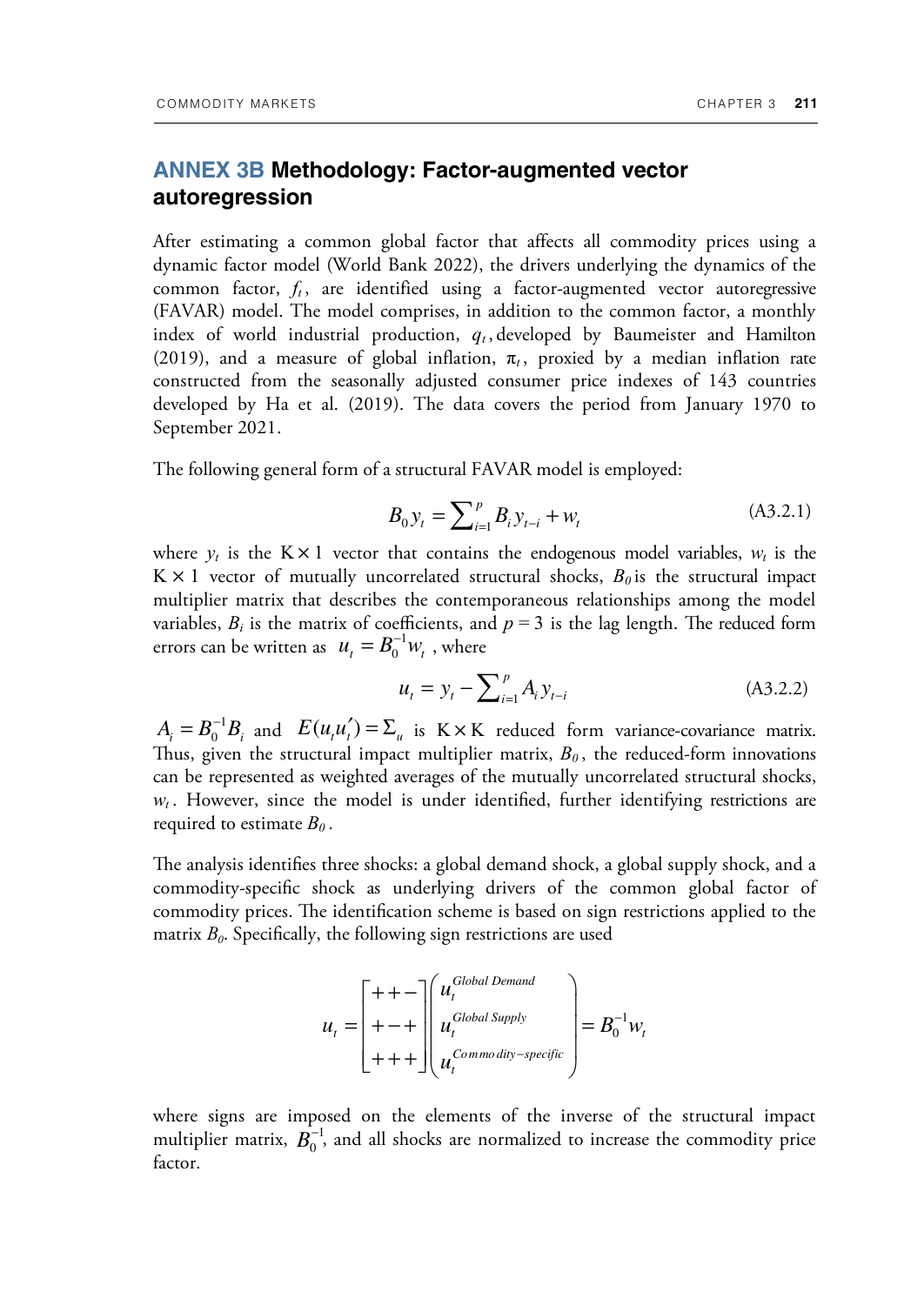## ANNEX 3B Methodology: Factor-augmented vector autoregression

After estimating a common global factor that affects all commodity prices using a dynamic factor model (World Bank 2022), the drivers underlying the dynamics of the common factor, $f_t$, are identified using a factor-augmented vector autoregressive (FAVAR) model. The model comprises, in addition to the common factor, a monthly index of world industrial production, $q_t$, developed by Baumeister and Hamilton (2019), and a measure of global inflation, $\pi_t$, proxied by a median inflation rate constructed from the seasonally adjusted consumer price indexes of 143 countries developed by Ha et al. (2019). The data covers the period from January 1970 to September 2021.

The following general form of a structural FAVAR model is employed:

$$B_0 y_t = \sum_{i=1}^{p} B_i y_{t-i} + w_t \tag{A3.2.1}$$

where $y_t$ is the $K \times 1$ vector that contains the endogenous model variables, $w_t$ is the $K \times 1$ vector of mutually uncorrelated structural shocks, $B_0$ is the structural impact multiplier matrix that describes the contemporaneous relationships among the model variables, $B_i$ is the matrix of coefficients, and $p = 3$ is the lag length. The reduced form errors can be written as $u_t = B_0^{-1} w_t$ , where

$$u_t = y_t - \sum_{i=1}^{p} A_i y_{t-i} \tag{A3.2.2}$$

$A_i = B_0^{-1} B_i$ and $E(u_t u_t') = \Sigma_u$ is $K \times K$ reduced form variance-covariance matrix. Thus, given the structural impact multiplier matrix, $B_0$, the reduced-form innovations can be represented as weighted averages of the mutually uncorrelated structural shocks, $w_t$. However, since the model is under identified, further identifying restrictions are required to estimate $B_0$.

The analysis identifies three shocks: a global demand shock, a global supply shock, and a commodity-specific shock as underlying drivers of the common global factor of commodity prices. The identification scheme is based on sign restrictions applied to the matrix $B_0$. Specifically, the following sign restrictions are used

$$u_t = \begin{bmatrix} + & + & - \\ + & - & + \\ + & + & + \end{bmatrix} \begin{pmatrix} u_t^{Global\ Demand} \\ u_t^{Global\ Supply} \\ u_t^{Commodity-specific} \end{pmatrix} = B_0^{-1} w_t$$

where signs are imposed on the elements of the inverse of the structural impact multiplier matrix, $B_0^{-1}$, and all shocks are normalized to increase the commodity price factor.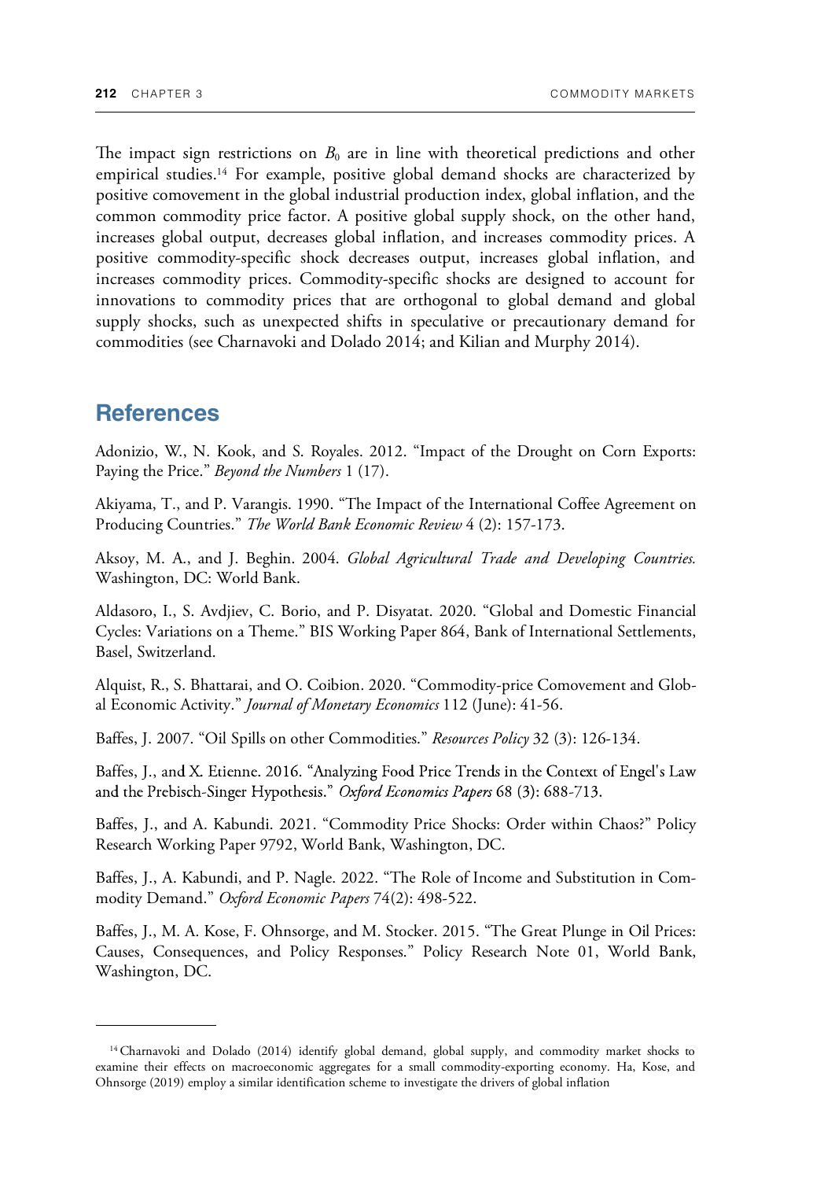The impact sign restrictions on $B_0$ are in line with theoretical predictions and other empirical studies.[14] For example, positive global demand shocks are characterized by positive comovement in the global industrial production index, global inflation, and the common commodity price factor. A positive global supply shock, on the other hand, increases global output, decreases global inflation, and increases commodity prices. A positive commodity-specific shock decreases output, increases global inflation, and increases commodity prices. Commodity-specific shocks are designed to account for innovations to commodity prices that are orthogonal to global demand and global supply shocks, such as unexpected shifts in speculative or precautionary demand for commodities (see Charnavoki and Dolado 2014; and Kilian and Murphy 2014).

## References

Adonizio, W., N. Kook, and S. Royales. 2012. "Impact of the Drought on Corn Exports: Paying the Price." *Beyond the Numbers* 1 (17).

Akiyama, T., and P. Varangis. 1990. "The Impact of the International Coffee Agreement on Producing Countries." *The World Bank Economic Review* 4 (2): 157-173.

Aksoy, M. A., and J. Beghin. 2004. *Global Agricultural Trade and Developing Countries.* Washington, DC: World Bank.

Aldasoro, I., S. Avdjiev, C. Borio, and P. Disyatat. 2020. "Global and Domestic Financial Cycles: Variations on a Theme." BIS Working Paper 864, Bank of International Settlements, Basel, Switzerland.

Alquist, R., S. Bhattarai, and O. Coibion. 2020. "Commodity-price Comovement and Global Economic Activity." *Journal of Monetary Economics* 112 (June): 41-56.

Baffes, J. 2007. "Oil Spills on other Commodities." *Resources Policy* 32 (3): 126-134.

Baffes, J., and X. Etienne. 2016. "Analyzing Food Price Trends in the Context of Engel's Law and the Prebisch-Singer Hypothesis." *Oxford Economics Papers* 68 (3): 688-713.

Baffes, J., and A. Kabundi. 2021. "Commodity Price Shocks: Order within Chaos?" Policy Research Working Paper 9792, World Bank, Washington, DC.

Baffes, J., A. Kabundi, and P. Nagle. 2022. "The Role of Income and Substitution in Commodity Demand." *Oxford Economic Papers* 74(2): 498-522.

Baffes, J., M. A. Kose, F. Ohnsorge, and M. Stocker. 2015. "The Great Plunge in Oil Prices: Causes, Consequences, and Policy Responses." Policy Research Note 01, World Bank, Washington, DC.

---

[14] Charnavoki and Dolado (2014) identify global demand, global supply, and commodity market shocks to examine their effects on macroeconomic aggregates for a small commodity-exporting economy. Ha, Kose, and Ohnsorge (2019) employ a similar identification scheme to investigate the drivers of global inflation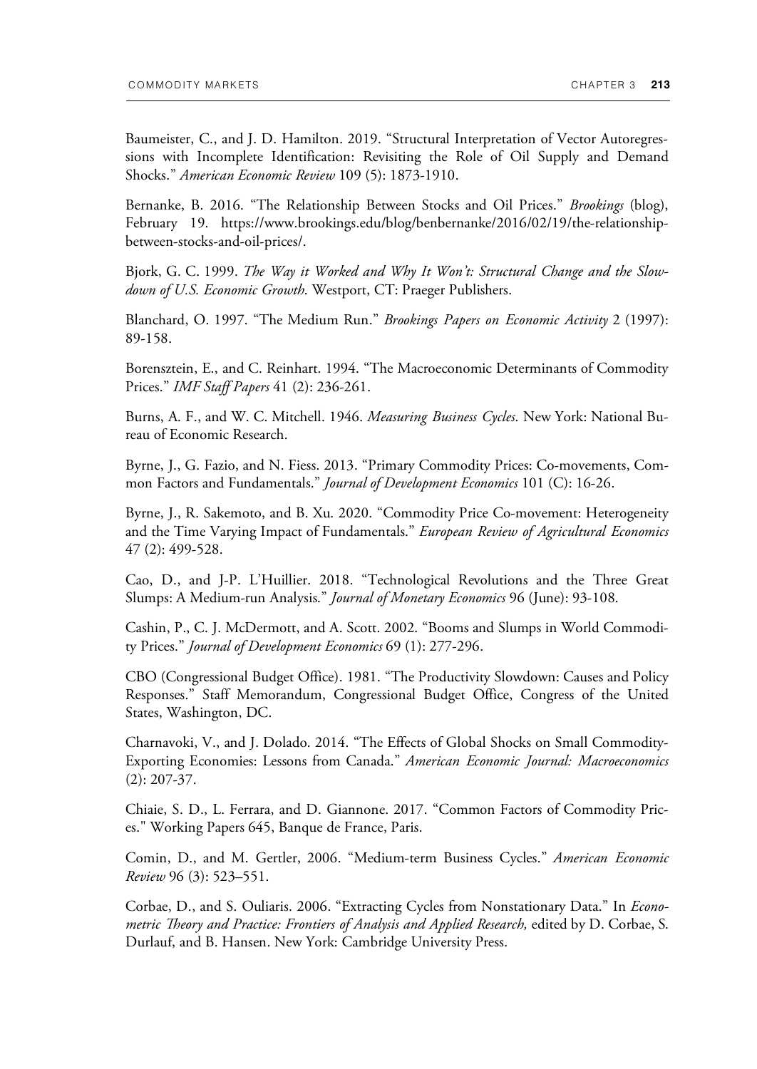Baumeister, C., and J. D. Hamilton. 2019. "Structural Interpretation of Vector Autoregressions with Incomplete Identification: Revisiting the Role of Oil Supply and Demand Shocks." *American Economic Review* 109 (5): 1873-1910.

Bernanke, B. 2016. "The Relationship Between Stocks and Oil Prices." *Brookings* (blog), February 19. https://www.brookings.edu/blog/benbernanke/2016/02/19/the-relationship-between-stocks-and-oil-prices/.

Bjork, G. C. 1999. *The Way it Worked and Why It Won't: Structural Change and the Slowdown of U.S. Economic Growth*. Westport, CT: Praeger Publishers.

Blanchard, O. 1997. "The Medium Run." *Brookings Papers on Economic Activity* 2 (1997): 89-158.

Borensztein, E., and C. Reinhart. 1994. "The Macroeconomic Determinants of Commodity Prices." *IMF Staff Papers* 41 (2): 236-261.

Burns, A. F., and W. C. Mitchell. 1946. *Measuring Business Cycles*. New York: National Bureau of Economic Research.

Byrne, J., G. Fazio, and N. Fiess. 2013. "Primary Commodity Prices: Co-movements, Common Factors and Fundamentals." *Journal of Development Economics* 101 (C): 16-26.

Byrne, J., R. Sakemoto, and B. Xu. 2020. "Commodity Price Co-movement: Heterogeneity and the Time Varying Impact of Fundamentals." *European Review of Agricultural Economics* 47 (2): 499-528.

Cao, D., and J-P. L'Huillier. 2018. "Technological Revolutions and the Three Great Slumps: A Medium-run Analysis." *Journal of Monetary Economics* 96 (June): 93-108.

Cashin, P., C. J. McDermott, and A. Scott. 2002. "Booms and Slumps in World Commodity Prices." *Journal of Development Economics* 69 (1): 277-296.

CBO (Congressional Budget Office). 1981. "The Productivity Slowdown: Causes and Policy Responses." Staff Memorandum, Congressional Budget Office, Congress of the United States, Washington, DC.

Charnavoki, V., and J. Dolado. 2014. "The Effects of Global Shocks on Small Commodity-Exporting Economies: Lessons from Canada." *American Economic Journal: Macroeconomics* (2): 207-37.

Chiaie, S. D., L. Ferrara, and D. Giannone. 2017. "Common Factors of Commodity Prices." Working Papers 645, Banque de France, Paris.

Comin, D., and M. Gertler, 2006. "Medium-term Business Cycles." *American Economic Review* 96 (3): 523–551.

Corbae, D., and S. Ouliaris. 2006. "Extracting Cycles from Nonstationary Data." In *Econometric Theory and Practice: Frontiers of Analysis and Applied Research,* edited by D. Corbae, S. Durlauf, and B. Hansen. New York: Cambridge University Press.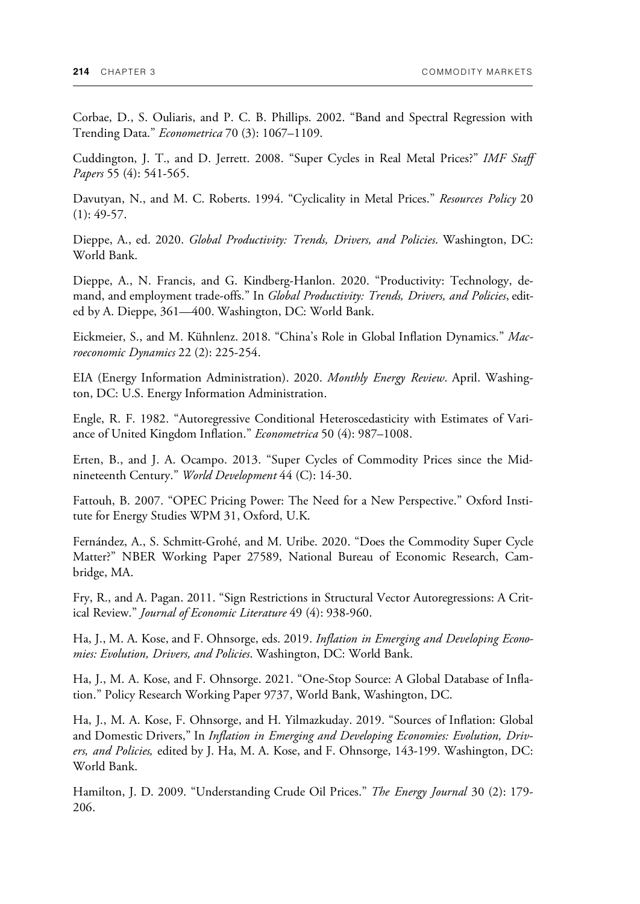Corbae, D., S. Ouliaris, and P. C. B. Phillips. 2002. "Band and Spectral Regression with Trending Data." *Econometrica* 70 (3): 1067–1109.

Cuddington, J. T., and D. Jerrett. 2008. "Super Cycles in Real Metal Prices?" *IMF Staff Papers* 55 (4): 541-565.

Davutyan, N., and M. C. Roberts. 1994. "Cyclicality in Metal Prices." *Resources Policy* 20 (1): 49-57.

Dieppe, A., ed. 2020. *Global Productivity: Trends, Drivers, and Policies*. Washington, DC: World Bank.

Dieppe, A., N. Francis, and G. Kindberg-Hanlon. 2020. "Productivity: Technology, demand, and employment trade-offs." In *Global Productivity: Trends, Drivers, and Policies*, edited by A. Dieppe, 361—400. Washington, DC: World Bank.

Eickmeier, S., and M. Kühnlenz. 2018. "China's Role in Global Inflation Dynamics." *Macroeconomic Dynamics* 22 (2): 225-254.

EIA (Energy Information Administration). 2020. *Monthly Energy Review*. April. Washington, DC: U.S. Energy Information Administration.

Engle, R. F. 1982. "Autoregressive Conditional Heteroscedasticity with Estimates of Variance of United Kingdom Inflation." *Econometrica* 50 (4): 987–1008.

Erten, B., and J. A. Ocampo. 2013. "Super Cycles of Commodity Prices since the Mid-nineteenth Century." *World Development* 44 (C): 14-30.

Fattouh, B. 2007. "OPEC Pricing Power: The Need for a New Perspective." Oxford Institute for Energy Studies WPM 31, Oxford, U.K.

Fernández, A., S. Schmitt-Grohé, and M. Uribe. 2020. "Does the Commodity Super Cycle Matter?" NBER Working Paper 27589, National Bureau of Economic Research, Cambridge, MA.

Fry, R., and A. Pagan. 2011. "Sign Restrictions in Structural Vector Autoregressions: A Critical Review." *Journal of Economic Literature* 49 (4): 938-960.

Ha, J., M. A. Kose, and F. Ohnsorge, eds. 2019. *Inflation in Emerging and Developing Economies: Evolution, Drivers, and Policies*. Washington, DC: World Bank.

Ha, J., M. A. Kose, and F. Ohnsorge. 2021. "One-Stop Source: A Global Database of Inflation." Policy Research Working Paper 9737, World Bank, Washington, DC.

Ha, J., M. A. Kose, F. Ohnsorge, and H. Yilmazkuday. 2019. "Sources of Inflation: Global and Domestic Drivers," In *Inflation in Emerging and Developing Economies: Evolution, Drivers, and Policies,* edited by J. Ha, M. A. Kose, and F. Ohnsorge, 143-199. Washington, DC: World Bank.

Hamilton, J. D. 2009. "Understanding Crude Oil Prices." *The Energy Journal* 30 (2): 179-206.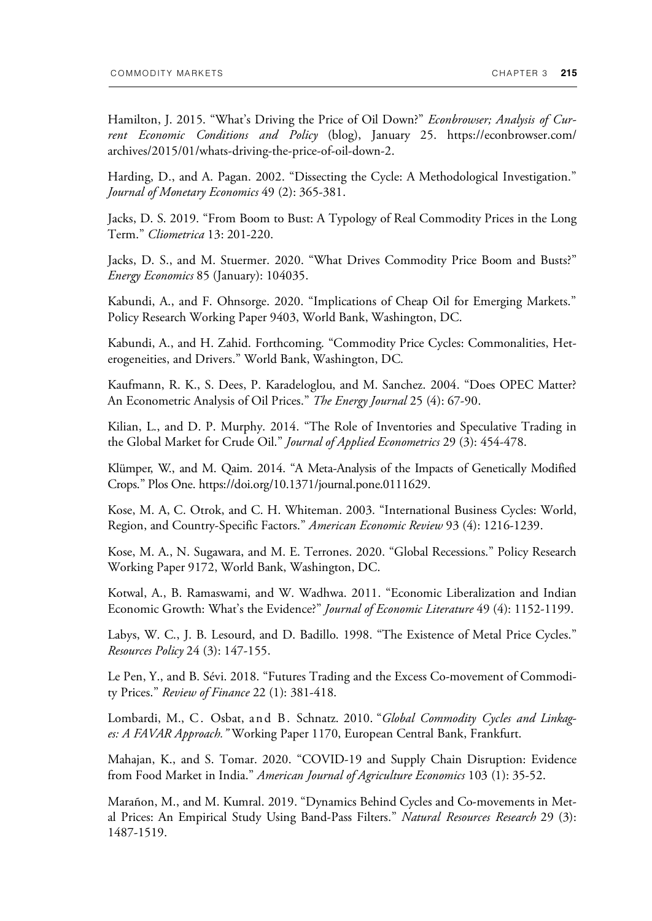Hamilton, J. 2015. "What's Driving the Price of Oil Down?" *Econbrowser; Analysis of Current Economic Conditions and Policy* (blog), January 25. https://econbrowser.com/archives/2015/01/whats-driving-the-price-of-oil-down-2.

Harding, D., and A. Pagan. 2002. "Dissecting the Cycle: A Methodological Investigation." *Journal of Monetary Economics* 49 (2): 365-381.

Jacks, D. S. 2019. "From Boom to Bust: A Typology of Real Commodity Prices in the Long Term." *Cliometrica* 13: 201-220.

Jacks, D. S., and M. Stuermer. 2020. "What Drives Commodity Price Boom and Busts?" *Energy Economics* 85 (January): 104035.

Kabundi, A., and F. Ohnsorge. 2020. "Implications of Cheap Oil for Emerging Markets." Policy Research Working Paper 9403, World Bank, Washington, DC.

Kabundi, A., and H. Zahid. Forthcoming. "Commodity Price Cycles: Commonalities, Heterogeneities, and Drivers." World Bank, Washington, DC.

Kaufmann, R. K., S. Dees, P. Karadeloglou, and M. Sanchez. 2004. "Does OPEC Matter? An Econometric Analysis of Oil Prices." *The Energy Journal* 25 (4): 67-90.

Kilian, L., and D. P. Murphy. 2014. "The Role of Inventories and Speculative Trading in the Global Market for Crude Oil." *Journal of Applied Econometrics* 29 (3): 454-478.

Klümper, W., and M. Qaim. 2014. "A Meta-Analysis of the Impacts of Genetically Modified Crops." Plos One. https://doi.org/10.1371/journal.pone.0111629.

Kose, M. A, C. Otrok, and C. H. Whiteman. 2003. "International Business Cycles: World, Region, and Country-Specific Factors." *American Economic Review* 93 (4): 1216-1239.

Kose, M. A., N. Sugawara, and M. E. Terrones. 2020. "Global Recessions." Policy Research Working Paper 9172, World Bank, Washington, DC.

Kotwal, A., B. Ramaswami, and W. Wadhwa. 2011. "Economic Liberalization and Indian Economic Growth: What's the Evidence?" *Journal of Economic Literature* 49 (4): 1152-1199.

Labys, W. C., J. B. Lesourd, and D. Badillo. 1998. "The Existence of Metal Price Cycles." *Resources Policy* 24 (3): 147-155.

Le Pen, Y., and B. Sévi. 2018. "Futures Trading and the Excess Co-movement of Commodity Prices." *Review of Finance* 22 (1): 381-418.

Lombardi, M., C. Osbat, and B. Schnatz. 2010. "*Global Commodity Cycles and Linkages: A FAVAR Approach.*" Working Paper 1170, European Central Bank, Frankfurt.

Mahajan, K., and S. Tomar. 2020. "COVID-19 and Supply Chain Disruption: Evidence from Food Market in India." *American Journal of Agriculture Economics* 103 (1): 35-52.

Marañon, M., and M. Kumral. 2019. "Dynamics Behind Cycles and Co-movements in Metal Prices: An Empirical Study Using Band-Pass Filters." *Natural Resources Research* 29 (3): 1487-1519.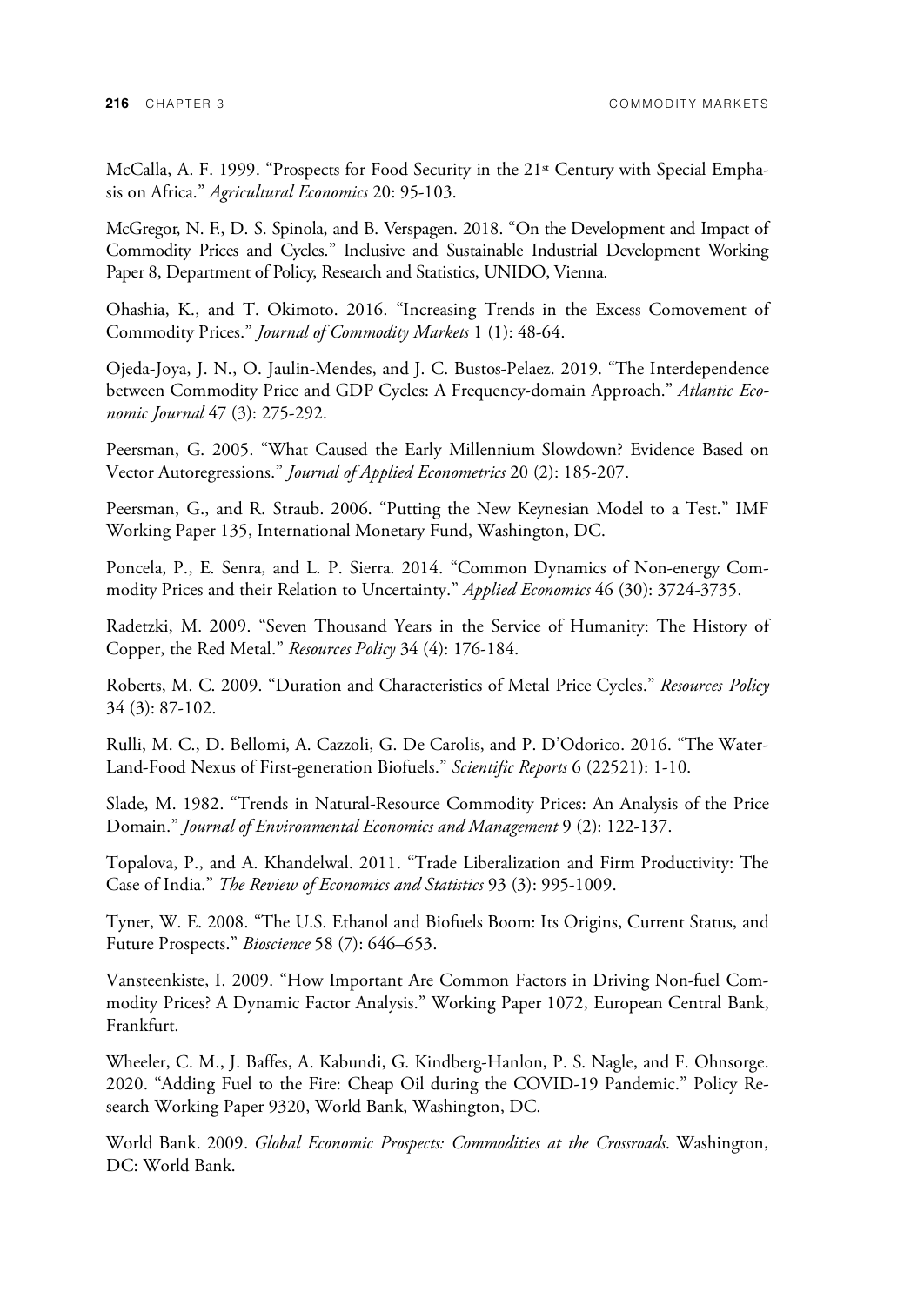McCalla, A. F. 1999. "Prospects for Food Security in the 21st Century with Special Emphasis on Africa." *Agricultural Economics* 20: 95-103.

McGregor, N. F., D. S. Spinola, and B. Verspagen. 2018. "On the Development and Impact of Commodity Prices and Cycles." Inclusive and Sustainable Industrial Development Working Paper 8, Department of Policy, Research and Statistics, UNIDO, Vienna.

Ohashia, K., and T. Okimoto. 2016. "Increasing Trends in the Excess Comovement of Commodity Prices." *Journal of Commodity Markets* 1 (1): 48-64.

Ojeda-Joya, J. N., O. Jaulin-Mendes, and J. C. Bustos-Pelaez. 2019. "The Interdependence between Commodity Price and GDP Cycles: A Frequency-domain Approach." *Atlantic Economic Journal* 47 (3): 275-292.

Peersman, G. 2005. "What Caused the Early Millennium Slowdown? Evidence Based on Vector Autoregressions." *Journal of Applied Econometrics* 20 (2): 185-207.

Peersman, G., and R. Straub. 2006. "Putting the New Keynesian Model to a Test." IMF Working Paper 135, International Monetary Fund, Washington, DC.

Poncela, P., E. Senra, and L. P. Sierra. 2014. "Common Dynamics of Non-energy Commodity Prices and their Relation to Uncertainty." *Applied Economics* 46 (30): 3724-3735.

Radetzki, M. 2009. "Seven Thousand Years in the Service of Humanity: The History of Copper, the Red Metal." *Resources Policy* 34 (4): 176-184.

Roberts, M. C. 2009. "Duration and Characteristics of Metal Price Cycles." *Resources Policy* 34 (3): 87-102.

Rulli, M. C., D. Bellomi, A. Cazzoli, G. De Carolis, and P. D'Odorico. 2016. "The Water-Land-Food Nexus of First-generation Biofuels." *Scientific Reports* 6 (22521): 1-10.

Slade, M. 1982. "Trends in Natural-Resource Commodity Prices: An Analysis of the Price Domain." *Journal of Environmental Economics and Management* 9 (2): 122-137.

Topalova, P., and A. Khandelwal. 2011. "Trade Liberalization and Firm Productivity: The Case of India." *The Review of Economics and Statistics* 93 (3): 995-1009.

Tyner, W. E. 2008. "The U.S. Ethanol and Biofuels Boom: Its Origins, Current Status, and Future Prospects." *Bioscience* 58 (7): 646–653.

Vansteenkiste, I. 2009. "How Important Are Common Factors in Driving Non-fuel Commodity Prices? A Dynamic Factor Analysis." Working Paper 1072, European Central Bank, Frankfurt.

Wheeler, C. M., J. Baffes, A. Kabundi, G. Kindberg-Hanlon, P. S. Nagle, and F. Ohnsorge. 2020. "Adding Fuel to the Fire: Cheap Oil during the COVID-19 Pandemic." Policy Research Working Paper 9320, World Bank, Washington, DC.

World Bank. 2009. *Global Economic Prospects: Commodities at the Crossroads*. Washington, DC: World Bank.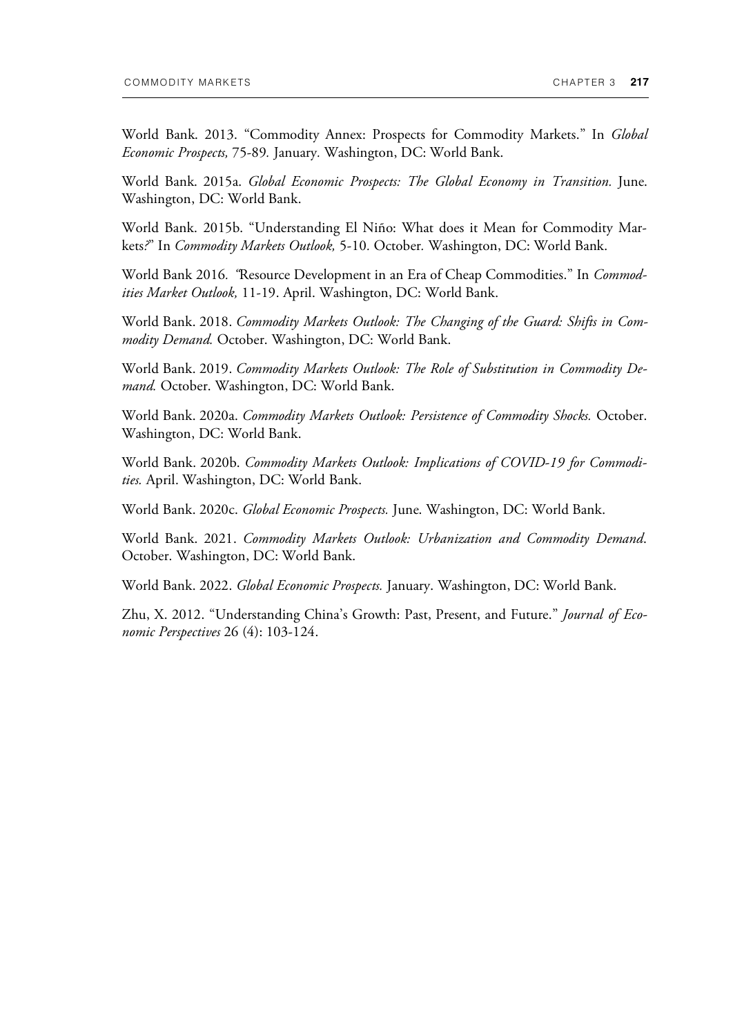World Bank. 2013. "Commodity Annex: Prospects for Commodity Markets." In *Global Economic Prospects,* 75-89. January. Washington, DC: World Bank.

World Bank. 2015a. *Global Economic Prospects: The Global Economy in Transition.* June. Washington, DC: World Bank.

World Bank. 2015b. "Understanding El Niño: What does it Mean for Commodity Markets?" In *Commodity Markets Outlook,* 5-10. October. Washington, DC: World Bank.

World Bank 2016. "Resource Development in an Era of Cheap Commodities." In *Commodities Market Outlook,* 11-19. April. Washington, DC: World Bank.

World Bank. 2018. *Commodity Markets Outlook: The Changing of the Guard: Shifts in Commodity Demand.* October. Washington, DC: World Bank.

World Bank. 2019. *Commodity Markets Outlook: The Role of Substitution in Commodity Demand.* October. Washington, DC: World Bank.

World Bank. 2020a. *Commodity Markets Outlook: Persistence of Commodity Shocks.* October. Washington, DC: World Bank.

World Bank. 2020b. *Commodity Markets Outlook: Implications of COVID-19 for Commodities.* April. Washington, DC: World Bank.

World Bank. 2020c. *Global Economic Prospects.* June. Washington, DC: World Bank.

World Bank. 2021. *Commodity Markets Outlook: Urbanization and Commodity Demand.* October. Washington, DC: World Bank.

World Bank. 2022. *Global Economic Prospects.* January. Washington, DC: World Bank.

Zhu, X. 2012. "Understanding China's Growth: Past, Present, and Future." *Journal of Economic Perspectives* 26 (4): 103-124.